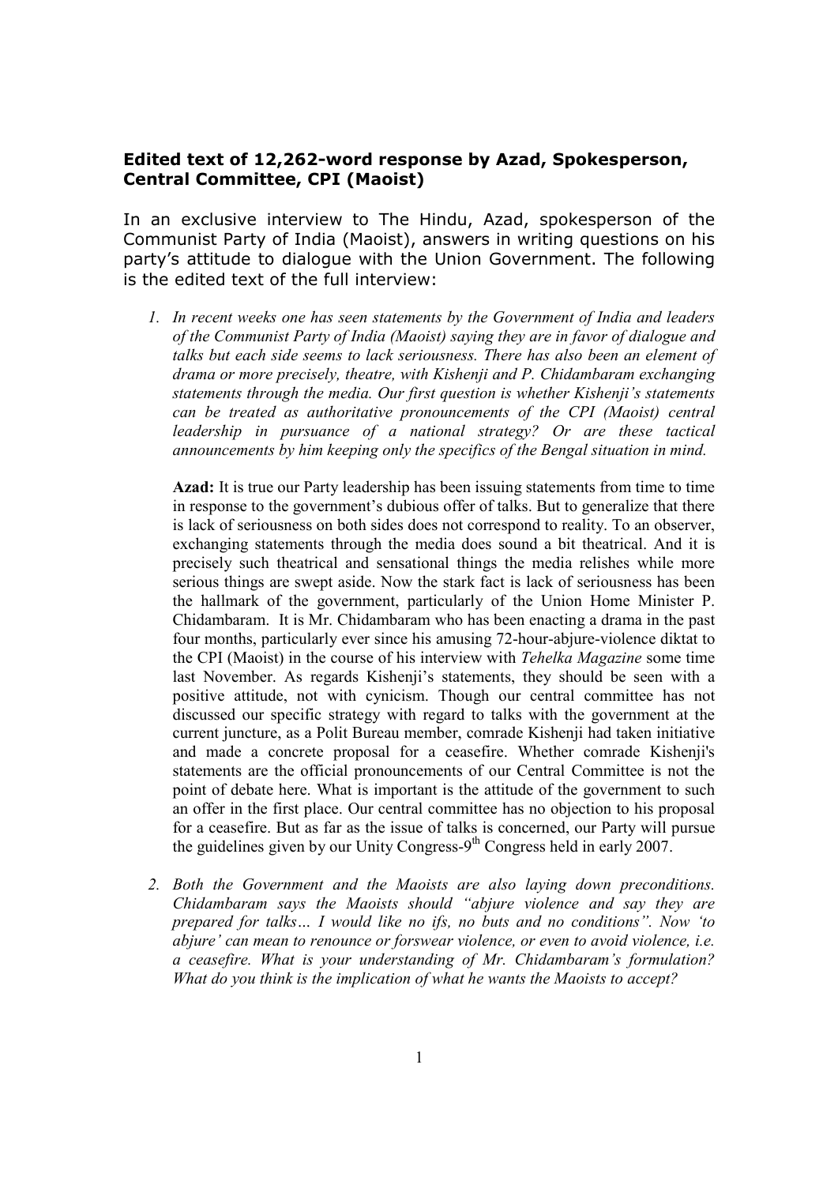**Edited text of 12,262-word response by Azad, Spokesperson, Central Committee, CPI (Maoist)**

In an exclusive interview to The Hindu, Azad, spokesperson of the Communist Party of India (Maoist), answers in writing questions on his party's attitude to dialogue with the Union Government. The following is the edited text of the full interview:

1. *In recent weeks one has seen statements by the Government of India and leaders of the Communist Party of India (Maoist) saying they are in favor of dialogue and talks but each side seems to lack seriousness. There has also been an element of drama or more precisely, theatre, with Kishenji and P. Chidambaram exchanging statements through the media. Our first question is whether Kishenji's statements can be treated as authoritative pronouncements of the CPI (Maoist) central leadership in pursuance of a national strategy? Or are these tactical announcements by him keeping only the specifics of the Bengal situation in mind.*

   **Azad:** It is true our Party leadership has been issuing statements from time to time in response to the government's dubious offer of talks. But to generalize that there is lack of seriousness on both sides does not correspond to reality. To an observer, exchanging statements through the media does sound a bit theatrical. And it is precisely such theatrical and sensational things the media relishes while more serious things are swept aside. Now the stark fact is lack of seriousness has been the hallmark of the government, particularly of the Union Home Minister P. Chidambaram. It is Mr. Chidambaram who has been enacting a drama in the past four months, particularly ever since his amusing 72-hour-abjure-violence diktat to the CPI (Maoist) in the course of his interview with *Tehelka Magazine* some time last November. As regards Kishenji's statements, they should be seen with a positive attitude, not with cynicism. Though our central committee has not discussed our specific strategy with regard to talks with the government at the current juncture, as a Polit Bureau member, comrade Kishenji had taken initiative and made a concrete proposal for a ceasefire. Whether comrade Kishenji's statements are the official pronouncements of our Central Committee is not the point of debate here. What is important is the attitude of the government to such an offer in the first place. Our central committee has no objection to his proposal for a ceasefire. But as far as the issue of talks is concerned, our Party will pursue the guidelines given by our Unity Congress-9th Congress held in early 2007.

2. *Both the Government and the Maoists are also laying down preconditions. Chidambaram says the Maoists should "abjure violence and say they are prepared for talks… I would like no ifs, no buts and no conditions". Now 'to abjure' can mean to renounce or forswear violence, or even to avoid violence, i.e. a ceasefire. What is your understanding of Mr. Chidambaram's formulation? What do you think is the implication of what he wants the Maoists to accept?*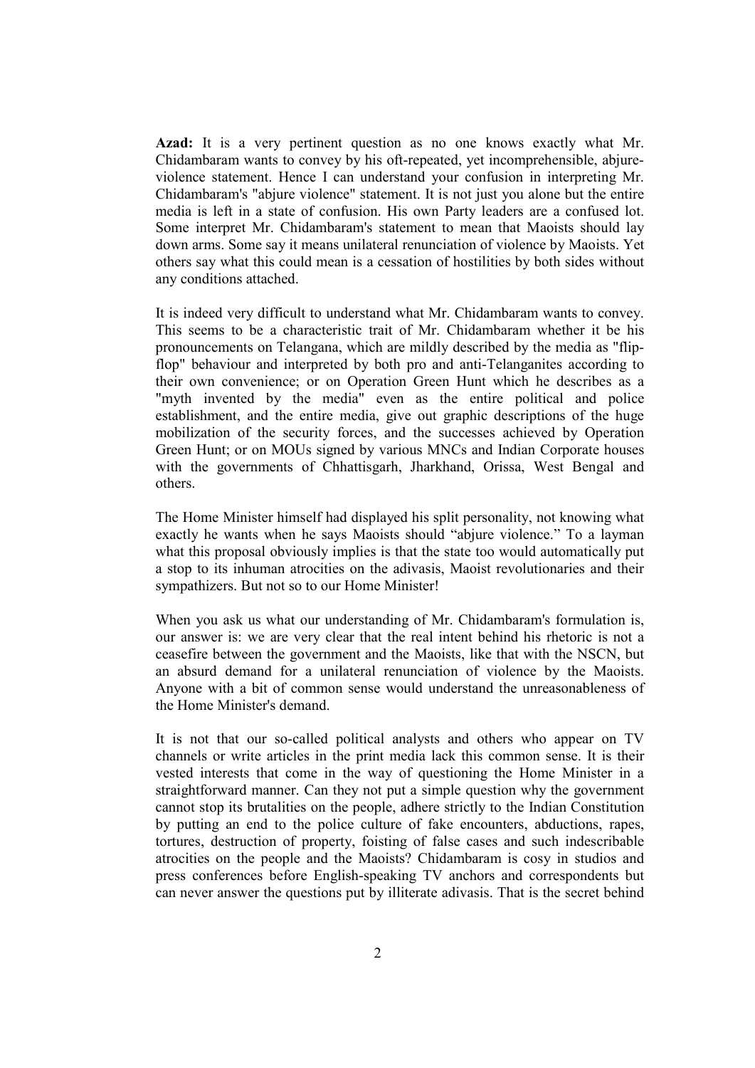**Azad:** It is a very pertinent question as no one knows exactly what Mr. Chidambaram wants to convey by his oft-repeated, yet incomprehensible, abjure-violence statement. Hence I can understand your confusion in interpreting Mr. Chidambaram's "abjure violence" statement. It is not just you alone but the entire media is left in a state of confusion. His own Party leaders are a confused lot. Some interpret Mr. Chidambaram's statement to mean that Maoists should lay down arms. Some say it means unilateral renunciation of violence by Maoists. Yet others say what this could mean is a cessation of hostilities by both sides without any conditions attached.

It is indeed very difficult to understand what Mr. Chidambaram wants to convey. This seems to be a characteristic trait of Mr. Chidambaram whether it be his pronouncements on Telangana, which are mildly described by the media as "flip-flop" behaviour and interpreted by both pro and anti-Telanganites according to their own convenience; or on Operation Green Hunt which he describes as a "myth invented by the media" even as the entire political and police establishment, and the entire media, give out graphic descriptions of the huge mobilization of the security forces, and the successes achieved by Operation Green Hunt; or on MOUs signed by various MNCs and Indian Corporate houses with the governments of Chhattisgarh, Jharkhand, Orissa, West Bengal and others.

The Home Minister himself had displayed his split personality, not knowing what exactly he wants when he says Maoists should "abjure violence." To a layman what this proposal obviously implies is that the state too would automatically put a stop to its inhuman atrocities on the adivasis, Maoist revolutionaries and their sympathizers. But not so to our Home Minister!

When you ask us what our understanding of Mr. Chidambaram's formulation is, our answer is: we are very clear that the real intent behind his rhetoric is not a ceasefire between the government and the Maoists, like that with the NSCN, but an absurd demand for a unilateral renunciation of violence by the Maoists. Anyone with a bit of common sense would understand the unreasonableness of the Home Minister's demand.

It is not that our so-called political analysts and others who appear on TV channels or write articles in the print media lack this common sense. It is their vested interests that come in the way of questioning the Home Minister in a straightforward manner. Can they not put a simple question why the government cannot stop its brutalities on the people, adhere strictly to the Indian Constitution by putting an end to the police culture of fake encounters, abductions, rapes, tortures, destruction of property, foisting of false cases and such indescribable atrocities on the people and the Maoists? Chidambaram is cosy in studios and press conferences before English-speaking TV anchors and correspondents but can never answer the questions put by illiterate adivasis. That is the secret behind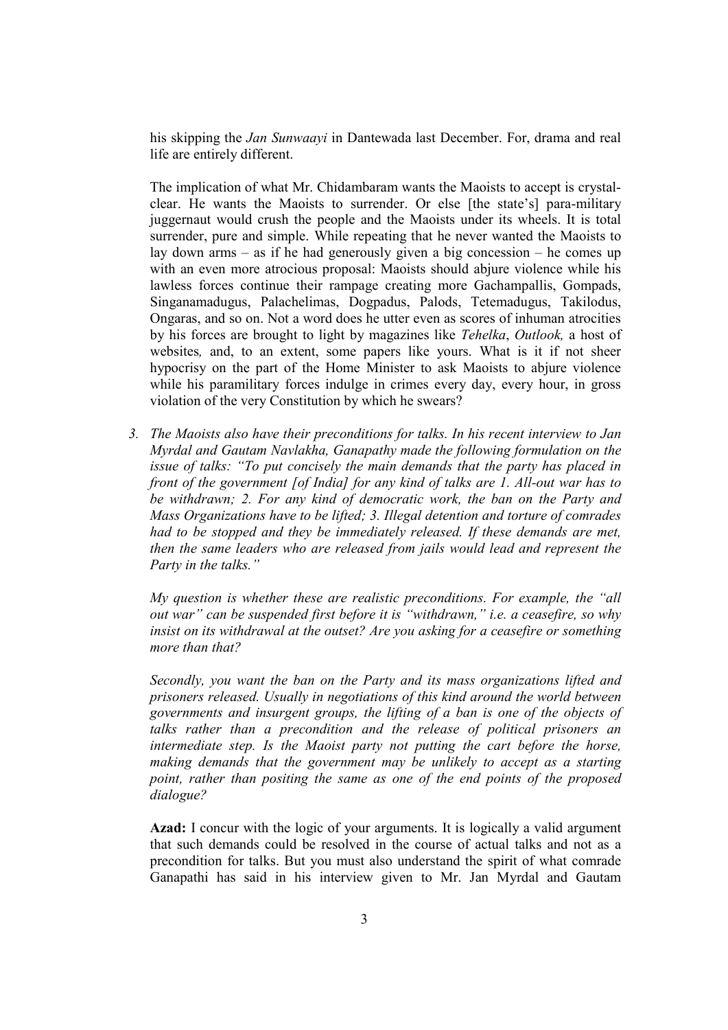his skipping the *Jan Sunwaayi* in Dantewada last December. For, drama and real life are entirely different.

The implication of what Mr. Chidambaram wants the Maoists to accept is crystal-clear. He wants the Maoists to surrender. Or else [the state's] para-military juggernaut would crush the people and the Maoists under its wheels. It is total surrender, pure and simple. While repeating that he never wanted the Maoists to lay down arms – as if he had generously given a big concession – he comes up with an even more atrocious proposal: Maoists should abjure violence while his lawless forces continue their rampage creating more Gachampallis, Gompads, Singanamadugus, Palachelimas, Dogpadus, Palods, Tetemadugus, Takilodus, Ongaras, and so on. Not a word does he utter even as scores of inhuman atrocities by his forces are brought to light by magazines like *Tehelka*, *Outlook,* a host of websites*,* and, to an extent, some papers like yours. What is it if not sheer hypocrisy on the part of the Home Minister to ask Maoists to abjure violence while his paramilitary forces indulge in crimes every day, every hour, in gross violation of the very Constitution by which he swears?

3. *The Maoists also have their preconditions for talks. In his recent interview to Jan Myrdal and Gautam Navlakha, Ganapathy made the following formulation on the issue of talks: "To put concisely the main demands that the party has placed in front of the government [of India] for any kind of talks are 1. All-out war has to be withdrawn; 2. For any kind of democratic work, the ban on the Party and Mass Organizations have to be lifted; 3. Illegal detention and torture of comrades had to be stopped and they be immediately released. If these demands are met, then the same leaders who are released from jails would lead and represent the Party in the talks."*

   *My question is whether these are realistic preconditions. For example, the "all out war" can be suspended first before it is "withdrawn," i.e. a ceasefire, so why insist on its withdrawal at the outset? Are you asking for a ceasefire or something more than that?*

   *Secondly, you want the ban on the Party and its mass organizations lifted and prisoners released. Usually in negotiations of this kind around the world between governments and insurgent groups, the lifting of a ban is one of the objects of talks rather than a precondition and the release of political prisoners an intermediate step. Is the Maoist party not putting the cart before the horse, making demands that the government may be unlikely to accept as a starting point, rather than positing the same as one of the end points of the proposed dialogue?*

   **Azad:** I concur with the logic of your arguments. It is logically a valid argument that such demands could be resolved in the course of actual talks and not as a precondition for talks. But you must also understand the spirit of what comrade Ganapathi has said in his interview given to Mr. Jan Myrdal and Gautam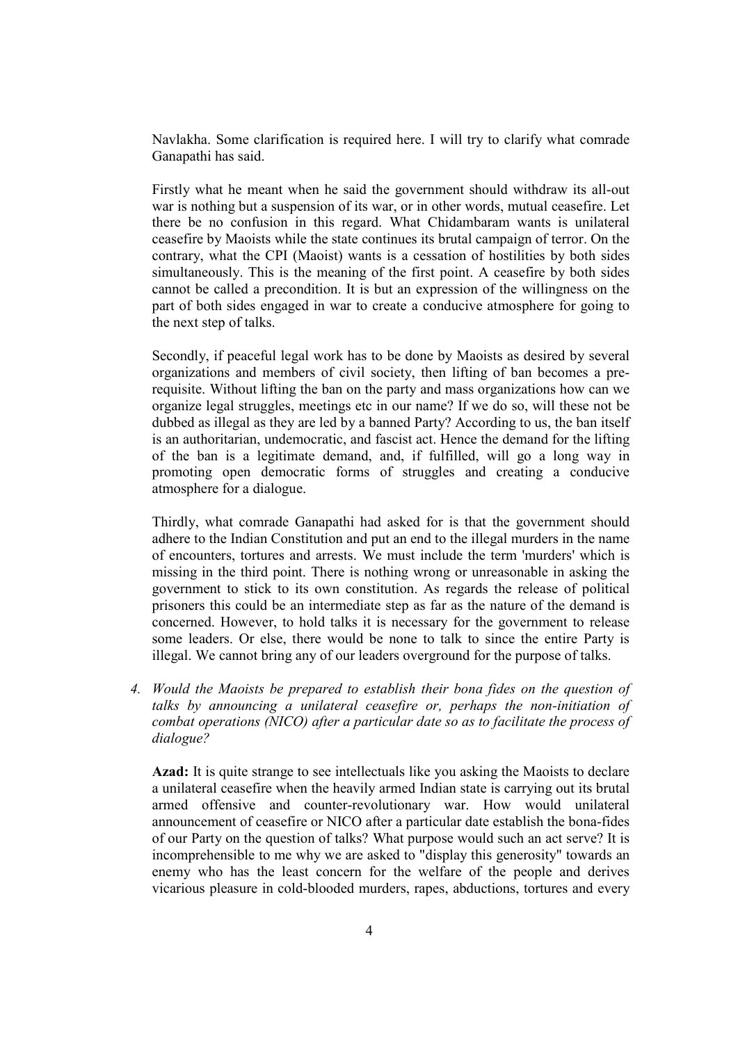Navlakha. Some clarification is required here. I will try to clarify what comrade Ganapathi has said.

Firstly what he meant when he said the government should withdraw its all-out war is nothing but a suspension of its war, or in other words, mutual ceasefire. Let there be no confusion in this regard. What Chidambaram wants is unilateral ceasefire by Maoists while the state continues its brutal campaign of terror. On the contrary, what the CPI (Maoist) wants is a cessation of hostilities by both sides simultaneously. This is the meaning of the first point. A ceasefire by both sides cannot be called a precondition. It is but an expression of the willingness on the part of both sides engaged in war to create a conducive atmosphere for going to the next step of talks.

Secondly, if peaceful legal work has to be done by Maoists as desired by several organizations and members of civil society, then lifting of ban becomes a pre-requisite. Without lifting the ban on the party and mass organizations how can we organize legal struggles, meetings etc in our name? If we do so, will these not be dubbed as illegal as they are led by a banned Party? According to us, the ban itself is an authoritarian, undemocratic, and fascist act. Hence the demand for the lifting of the ban is a legitimate demand, and, if fulfilled, will go a long way in promoting open democratic forms of struggles and creating a conducive atmosphere for a dialogue.

Thirdly, what comrade Ganapathi had asked for is that the government should adhere to the Indian Constitution and put an end to the illegal murders in the name of encounters, tortures and arrests. We must include the term 'murders' which is missing in the third point. There is nothing wrong or unreasonable in asking the government to stick to its own constitution. As regards the release of political prisoners this could be an intermediate step as far as the nature of the demand is concerned. However, to hold talks it is necessary for the government to release some leaders. Or else, there would be none to talk to since the entire Party is illegal. We cannot bring any of our leaders overground for the purpose of talks.

4. *Would the Maoists be prepared to establish their bona fides on the question of talks by announcing a unilateral ceasefire or, perhaps the non-initiation of combat operations (NICO) after a particular date so as to facilitate the process of dialogue?*

   **Azad:** It is quite strange to see intellectuals like you asking the Maoists to declare a unilateral ceasefire when the heavily armed Indian state is carrying out its brutal armed offensive and counter-revolutionary war. How would unilateral announcement of ceasefire or NICO after a particular date establish the bona-fides of our Party on the question of talks? What purpose would such an act serve? It is incomprehensible to me why we are asked to "display this generosity" towards an enemy who has the least concern for the welfare of the people and derives vicarious pleasure in cold-blooded murders, rapes, abductions, tortures and every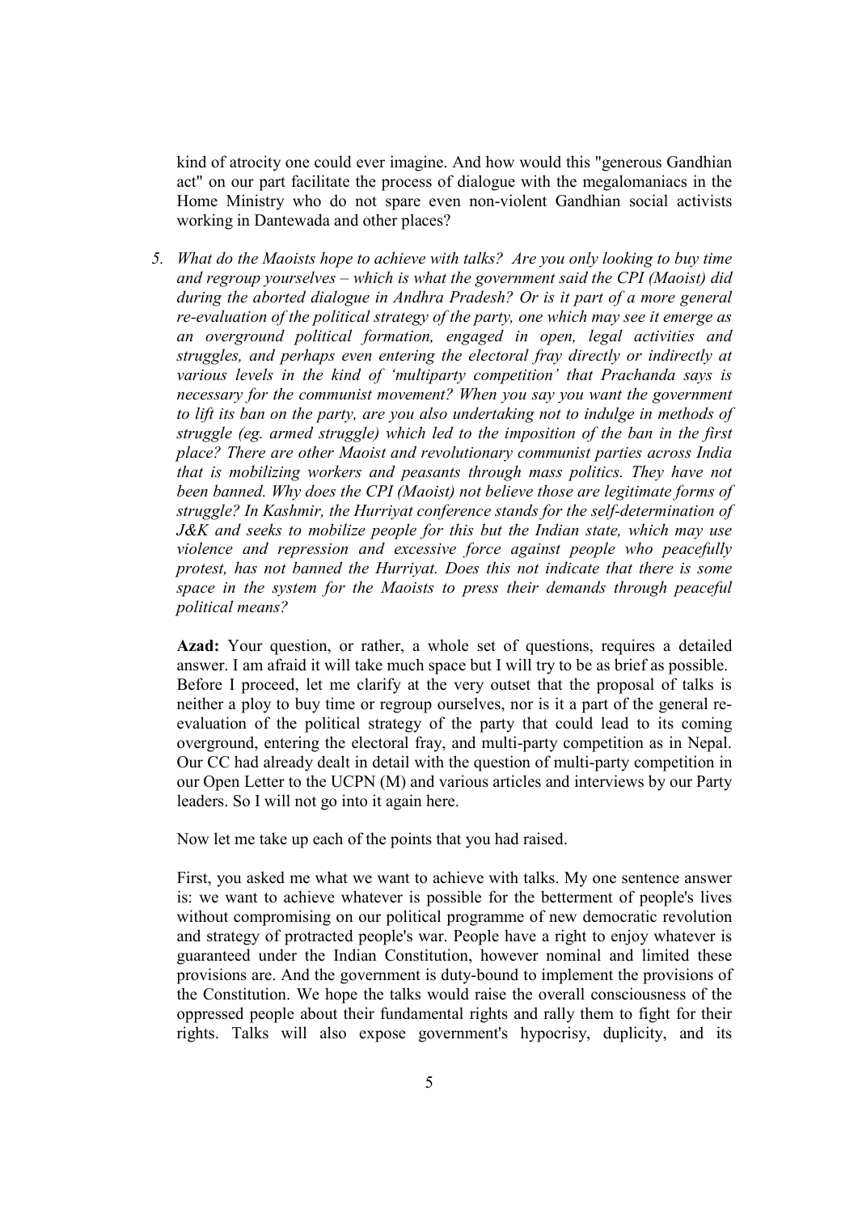kind of atrocity one could ever imagine. And how would this "generous Gandhian act" on our part facilitate the process of dialogue with the megalomaniacs in the Home Ministry who do not spare even non-violent Gandhian social activists working in Dantewada and other places?

5. *What do the Maoists hope to achieve with talks? Are you only looking to buy time and regroup yourselves – which is what the government said the CPI (Maoist) did during the aborted dialogue in Andhra Pradesh? Or is it part of a more general re-evaluation of the political strategy of the party, one which may see it emerge as an overground political formation, engaged in open, legal activities and struggles, and perhaps even entering the electoral fray directly or indirectly at various levels in the kind of 'multiparty competition' that Prachanda says is necessary for the communist movement? When you say you want the government to lift its ban on the party, are you also undertaking not to indulge in methods of struggle (eg. armed struggle) which led to the imposition of the ban in the first place? There are other Maoist and revolutionary communist parties across India that is mobilizing workers and peasants through mass politics. They have not been banned. Why does the CPI (Maoist) not believe those are legitimate forms of struggle? In Kashmir, the Hurriyat conference stands for the self-determination of J&K and seeks to mobilize people for this but the Indian state, which may use violence and repression and excessive force against people who peacefully protest, has not banned the Hurriyat. Does this not indicate that there is some space in the system for the Maoists to press their demands through peaceful political means?*

**Azad:** Your question, or rather, a whole set of questions, requires a detailed answer. I am afraid it will take much space but I will try to be as brief as possible. Before I proceed, let me clarify at the very outset that the proposal of talks is neither a ploy to buy time or regroup ourselves, nor is it a part of the general re-evaluation of the political strategy of the party that could lead to its coming overground, entering the electoral fray, and multi-party competition as in Nepal. Our CC had already dealt in detail with the question of multi-party competition in our Open Letter to the UCPN (M) and various articles and interviews by our Party leaders. So I will not go into it again here.

Now let me take up each of the points that you had raised.

First, you asked me what we want to achieve with talks. My one sentence answer is: we want to achieve whatever is possible for the betterment of people's lives without compromising on our political programme of new democratic revolution and strategy of protracted people's war. People have a right to enjoy whatever is guaranteed under the Indian Constitution, however nominal and limited these provisions are. And the government is duty-bound to implement the provisions of the Constitution. We hope the talks would raise the overall consciousness of the oppressed people about their fundamental rights and rally them to fight for their rights. Talks will also expose government's hypocrisy, duplicity, and its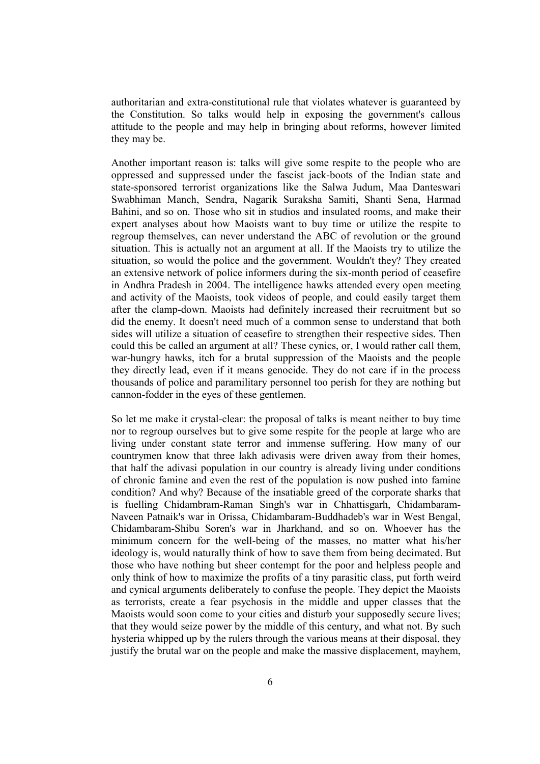authoritarian and extra-constitutional rule that violates whatever is guaranteed by the Constitution. So talks would help in exposing the government's callous attitude to the people and may help in bringing about reforms, however limited they may be.

Another important reason is: talks will give some respite to the people who are oppressed and suppressed under the fascist jack-boots of the Indian state and state-sponsored terrorist organizations like the Salwa Judum, Maa Danteswari Swabhiman Manch, Sendra, Nagarik Suraksha Samiti, Shanti Sena, Harmad Bahini, and so on. Those who sit in studios and insulated rooms, and make their expert analyses about how Maoists want to buy time or utilize the respite to regroup themselves, can never understand the ABC of revolution or the ground situation. This is actually not an argument at all. If the Maoists try to utilize the situation, so would the police and the government. Wouldn't they? They created an extensive network of police informers during the six-month period of ceasefire in Andhra Pradesh in 2004. The intelligence hawks attended every open meeting and activity of the Maoists, took videos of people, and could easily target them after the clamp-down. Maoists had definitely increased their recruitment but so did the enemy. It doesn't need much of a common sense to understand that both sides will utilize a situation of ceasefire to strengthen their respective sides. Then could this be called an argument at all? These cynics, or, I would rather call them, war-hungry hawks, itch for a brutal suppression of the Maoists and the people they directly lead, even if it means genocide. They do not care if in the process thousands of police and paramilitary personnel too perish for they are nothing but cannon-fodder in the eyes of these gentlemen.

So let me make it crystal-clear: the proposal of talks is meant neither to buy time nor to regroup ourselves but to give some respite for the people at large who are living under constant state terror and immense suffering. How many of our countrymen know that three lakh adivasis were driven away from their homes, that half the adivasi population in our country is already living under conditions of chronic famine and even the rest of the population is now pushed into famine condition? And why? Because of the insatiable greed of the corporate sharks that is fuelling Chidambram-Raman Singh's war in Chhattisgarh, Chidambaram-Naveen Patnaik's war in Orissa, Chidambaram-Buddhadeb's war in West Bengal, Chidambaram-Shibu Soren's war in Jharkhand, and so on. Whoever has the minimum concern for the well-being of the masses, no matter what his/her ideology is, would naturally think of how to save them from being decimated. But those who have nothing but sheer contempt for the poor and helpless people and only think of how to maximize the profits of a tiny parasitic class, put forth weird and cynical arguments deliberately to confuse the people. They depict the Maoists as terrorists, create a fear psychosis in the middle and upper classes that the Maoists would soon come to your cities and disturb your supposedly secure lives; that they would seize power by the middle of this century, and what not. By such hysteria whipped up by the rulers through the various means at their disposal, they justify the brutal war on the people and make the massive displacement, mayhem,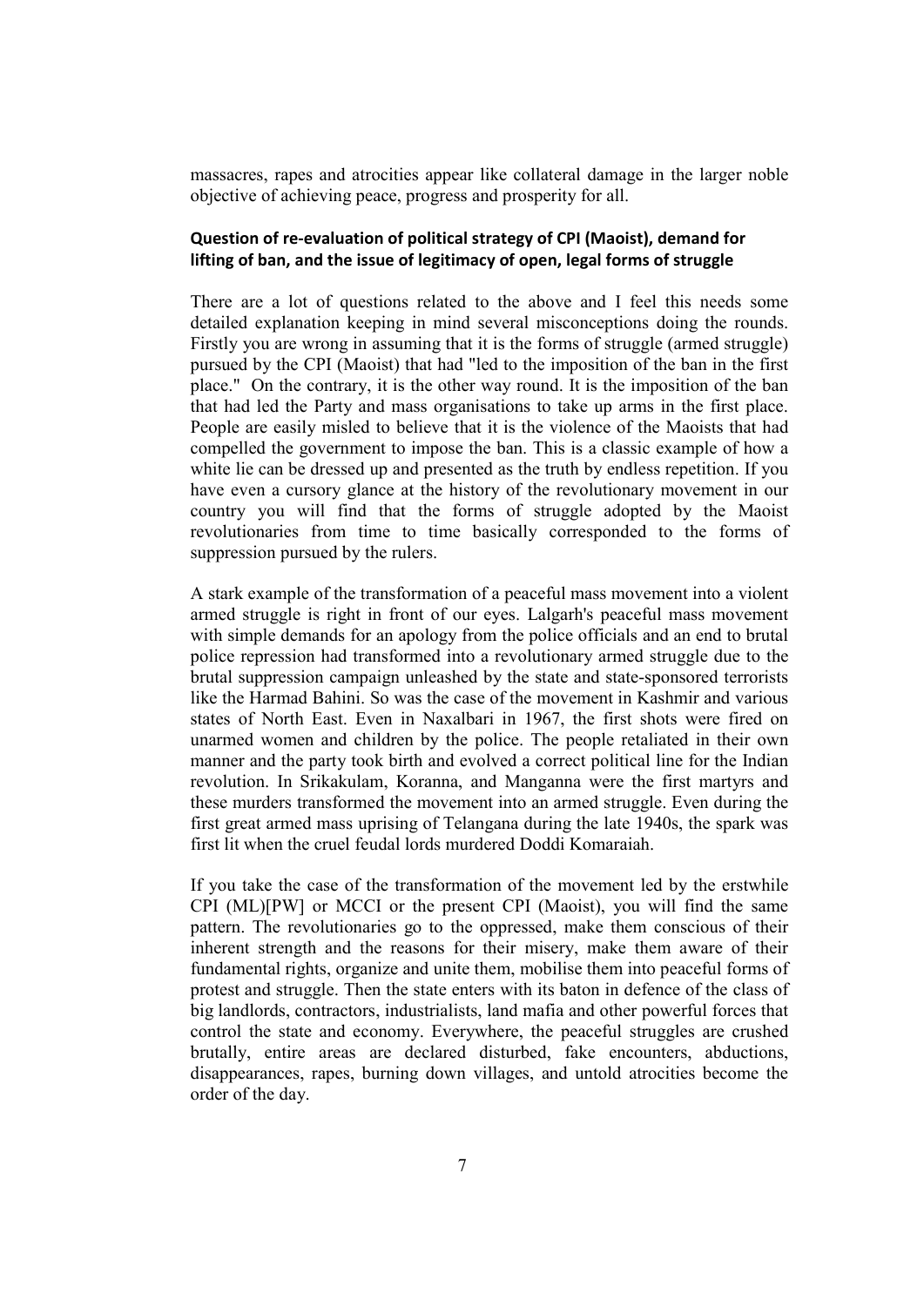massacres, rapes and atrocities appear like collateral damage in the larger noble objective of achieving peace, progress and prosperity for all.

### Question of re-evaluation of political strategy of CPI (Maoist), demand for lifting of ban, and the issue of legitimacy of open, legal forms of struggle

There are a lot of questions related to the above and I feel this needs some detailed explanation keeping in mind several misconceptions doing the rounds. Firstly you are wrong in assuming that it is the forms of struggle (armed struggle) pursued by the CPI (Maoist) that had "led to the imposition of the ban in the first place." On the contrary, it is the other way round. It is the imposition of the ban that had led the Party and mass organisations to take up arms in the first place. People are easily misled to believe that it is the violence of the Maoists that had compelled the government to impose the ban. This is a classic example of how a white lie can be dressed up and presented as the truth by endless repetition. If you have even a cursory glance at the history of the revolutionary movement in our country you will find that the forms of struggle adopted by the Maoist revolutionaries from time to time basically corresponded to the forms of suppression pursued by the rulers.

A stark example of the transformation of a peaceful mass movement into a violent armed struggle is right in front of our eyes. Lalgarh's peaceful mass movement with simple demands for an apology from the police officials and an end to brutal police repression had transformed into a revolutionary armed struggle due to the brutal suppression campaign unleashed by the state and state-sponsored terrorists like the Harmad Bahini. So was the case of the movement in Kashmir and various states of North East. Even in Naxalbari in 1967, the first shots were fired on unarmed women and children by the police. The people retaliated in their own manner and the party took birth and evolved a correct political line for the Indian revolution. In Srikakulam, Koranna, and Manganna were the first martyrs and these murders transformed the movement into an armed struggle. Even during the first great armed mass uprising of Telangana during the late 1940s, the spark was first lit when the cruel feudal lords murdered Doddi Komaraiah.

If you take the case of the transformation of the movement led by the erstwhile CPI (ML)[PW] or MCCI or the present CPI (Maoist), you will find the same pattern. The revolutionaries go to the oppressed, make them conscious of their inherent strength and the reasons for their misery, make them aware of their fundamental rights, organize and unite them, mobilise them into peaceful forms of protest and struggle. Then the state enters with its baton in defence of the class of big landlords, contractors, industrialists, land mafia and other powerful forces that control the state and economy. Everywhere, the peaceful struggles are crushed brutally, entire areas are declared disturbed, fake encounters, abductions, disappearances, rapes, burning down villages, and untold atrocities become the order of the day.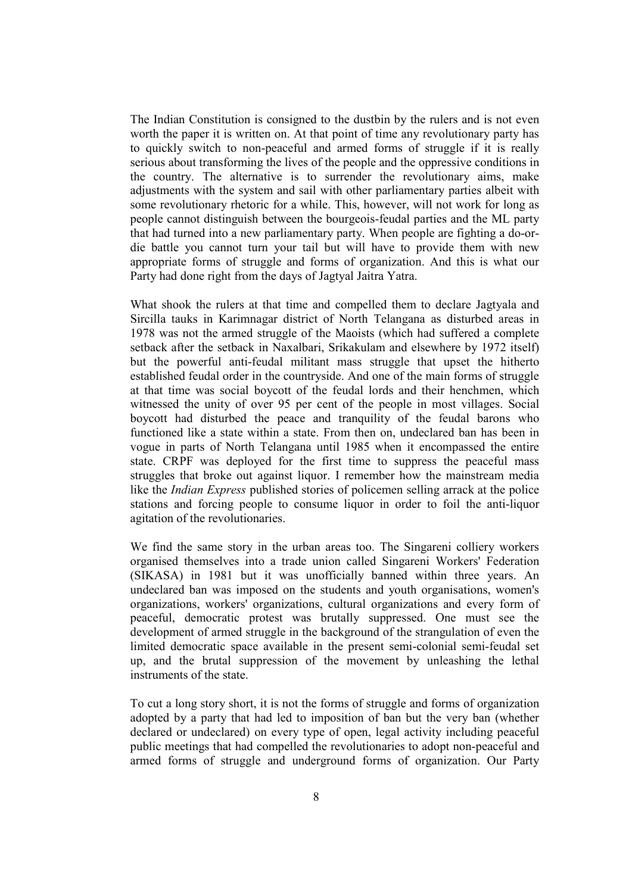The Indian Constitution is consigned to the dustbin by the rulers and is not even worth the paper it is written on. At that point of time any revolutionary party has to quickly switch to non-peaceful and armed forms of struggle if it is really serious about transforming the lives of the people and the oppressive conditions in the country. The alternative is to surrender the revolutionary aims, make adjustments with the system and sail with other parliamentary parties albeit with some revolutionary rhetoric for a while. This, however, will not work for long as people cannot distinguish between the bourgeois-feudal parties and the ML party that had turned into a new parliamentary party. When people are fighting a do-or-die battle you cannot turn your tail but will have to provide them with new appropriate forms of struggle and forms of organization. And this is what our Party had done right from the days of Jagtyal Jaitra Yatra.

What shook the rulers at that time and compelled them to declare Jagtyala and Sircilla tauks in Karimnagar district of North Telangana as disturbed areas in 1978 was not the armed struggle of the Maoists (which had suffered a complete setback after the setback in Naxalbari, Srikakulam and elsewhere by 1972 itself) but the powerful anti-feudal militant mass struggle that upset the hitherto established feudal order in the countryside. And one of the main forms of struggle at that time was social boycott of the feudal lords and their henchmen, which witnessed the unity of over 95 per cent of the people in most villages. Social boycott had disturbed the peace and tranquility of the feudal barons who functioned like a state within a state. From then on, undeclared ban has been in vogue in parts of North Telangana until 1985 when it encompassed the entire state. CRPF was deployed for the first time to suppress the peaceful mass struggles that broke out against liquor. I remember how the mainstream media like the *Indian Express* published stories of policemen selling arrack at the police stations and forcing people to consume liquor in order to foil the anti-liquor agitation of the revolutionaries.

We find the same story in the urban areas too. The Singareni colliery workers organised themselves into a trade union called Singareni Workers' Federation (SIKASA) in 1981 but it was unofficially banned within three years. An undeclared ban was imposed on the students and youth organisations, women's organizations, workers' organizations, cultural organizations and every form of peaceful, democratic protest was brutally suppressed. One must see the development of armed struggle in the background of the strangulation of even the limited democratic space available in the present semi-colonial semi-feudal set up, and the brutal suppression of the movement by unleashing the lethal instruments of the state.

To cut a long story short, it is not the forms of struggle and forms of organization adopted by a party that had led to imposition of ban but the very ban (whether declared or undeclared) on every type of open, legal activity including peaceful public meetings that had compelled the revolutionaries to adopt non-peaceful and armed forms of struggle and underground forms of organization. Our Party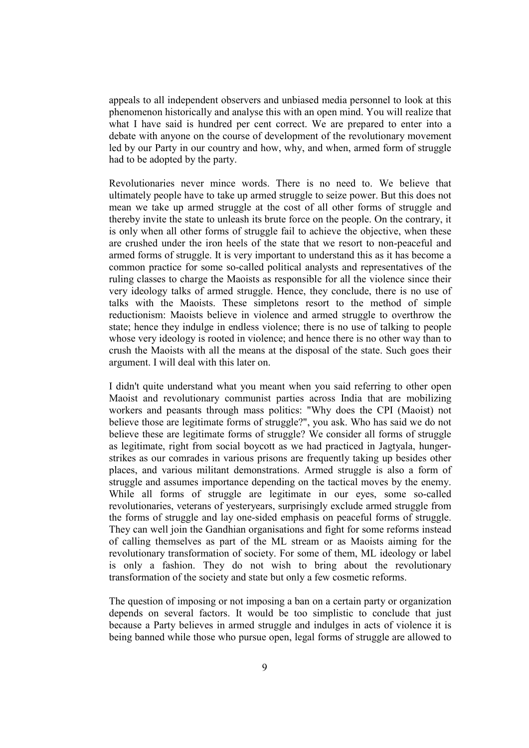appeals to all independent observers and unbiased media personnel to look at this phenomenon historically and analyse this with an open mind. You will realize that what I have said is hundred per cent correct. We are prepared to enter into a debate with anyone on the course of development of the revolutionary movement led by our Party in our country and how, why, and when, armed form of struggle had to be adopted by the party.

Revolutionaries never mince words. There is no need to. We believe that ultimately people have to take up armed struggle to seize power. But this does not mean we take up armed struggle at the cost of all other forms of struggle and thereby invite the state to unleash its brute force on the people. On the contrary, it is only when all other forms of struggle fail to achieve the objective, when these are crushed under the iron heels of the state that we resort to non-peaceful and armed forms of struggle. It is very important to understand this as it has become a common practice for some so-called political analysts and representatives of the ruling classes to charge the Maoists as responsible for all the violence since their very ideology talks of armed struggle. Hence, they conclude, there is no use of talks with the Maoists. These simpletons resort to the method of simple reductionism: Maoists believe in violence and armed struggle to overthrow the state; hence they indulge in endless violence; there is no use of talking to people whose very ideology is rooted in violence; and hence there is no other way than to crush the Maoists with all the means at the disposal of the state. Such goes their argument. I will deal with this later on.

I didn't quite understand what you meant when you said referring to other open Maoist and revolutionary communist parties across India that are mobilizing workers and peasants through mass politics: "Why does the CPI (Maoist) not believe those are legitimate forms of struggle?", you ask. Who has said we do not believe these are legitimate forms of struggle? We consider all forms of struggle as legitimate, right from social boycott as we had practiced in Jagtyala, hunger-strikes as our comrades in various prisons are frequently taking up besides other places, and various militant demonstrations. Armed struggle is also a form of struggle and assumes importance depending on the tactical moves by the enemy. While all forms of struggle are legitimate in our eyes, some so-called revolutionaries, veterans of yesteryears, surprisingly exclude armed struggle from the forms of struggle and lay one-sided emphasis on peaceful forms of struggle. They can well join the Gandhian organisations and fight for some reforms instead of calling themselves as part of the ML stream or as Maoists aiming for the revolutionary transformation of society. For some of them, ML ideology or label is only a fashion. They do not wish to bring about the revolutionary transformation of the society and state but only a few cosmetic reforms.

The question of imposing or not imposing a ban on a certain party or organization depends on several factors. It would be too simplistic to conclude that just because a Party believes in armed struggle and indulges in acts of violence it is being banned while those who pursue open, legal forms of struggle are allowed to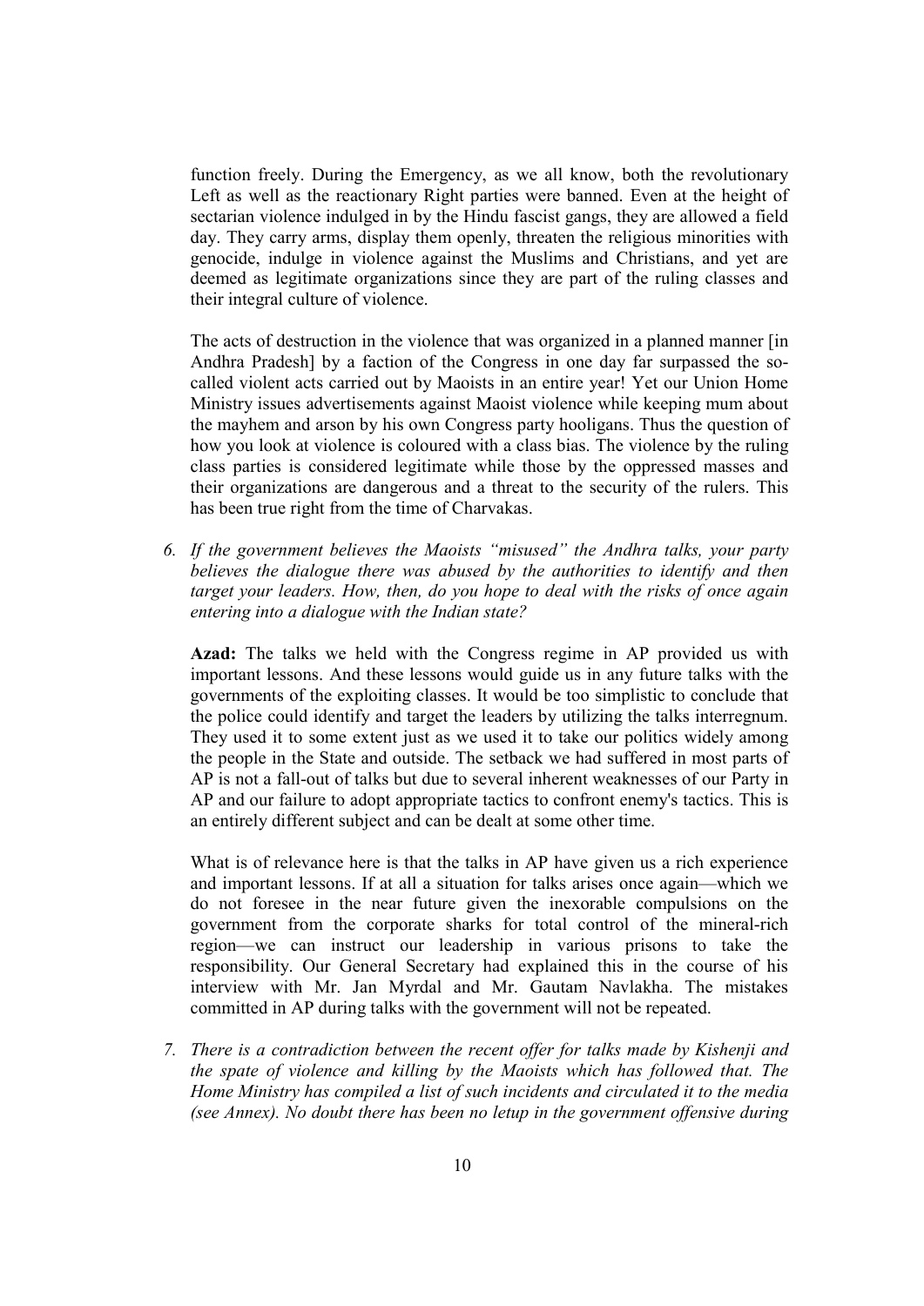function freely. During the Emergency, as we all know, both the revolutionary Left as well as the reactionary Right parties were banned. Even at the height of sectarian violence indulged in by the Hindu fascist gangs, they are allowed a field day. They carry arms, display them openly, threaten the religious minorities with genocide, indulge in violence against the Muslims and Christians, and yet are deemed as legitimate organizations since they are part of the ruling classes and their integral culture of violence.

The acts of destruction in the violence that was organized in a planned manner [in Andhra Pradesh] by a faction of the Congress in one day far surpassed the so-called violent acts carried out by Maoists in an entire year! Yet our Union Home Ministry issues advertisements against Maoist violence while keeping mum about the mayhem and arson by his own Congress party hooligans. Thus the question of how you look at violence is coloured with a class bias. The violence by the ruling class parties is considered legitimate while those by the oppressed masses and their organizations are dangerous and a threat to the security of the rulers. This has been true right from the time of Charvakas.

6. *If the government believes the Maoists "misused" the Andhra talks, your party believes the dialogue there was abused by the authorities to identify and then target your leaders. How, then, do you hope to deal with the risks of once again entering into a dialogue with the Indian state?*

   **Azad:** The talks we held with the Congress regime in AP provided us with important lessons. And these lessons would guide us in any future talks with the governments of the exploiting classes. It would be too simplistic to conclude that the police could identify and target the leaders by utilizing the talks interregnum. They used it to some extent just as we used it to take our politics widely among the people in the State and outside. The setback we had suffered in most parts of AP is not a fall-out of talks but due to several inherent weaknesses of our Party in AP and our failure to adopt appropriate tactics to confront enemy's tactics. This is an entirely different subject and can be dealt at some other time.

   What is of relevance here is that the talks in AP have given us a rich experience and important lessons. If at all a situation for talks arises once again—which we do not foresee in the near future given the inexorable compulsions on the government from the corporate sharks for total control of the mineral-rich region—we can instruct our leadership in various prisons to take the responsibility. Our General Secretary had explained this in the course of his interview with Mr. Jan Myrdal and Mr. Gautam Navlakha. The mistakes committed in AP during talks with the government will not be repeated.

7. *There is a contradiction between the recent offer for talks made by Kishenji and the spate of violence and killing by the Maoists which has followed that. The Home Ministry has compiled a list of such incidents and circulated it to the media (see Annex). No doubt there has been no letup in the government offensive during*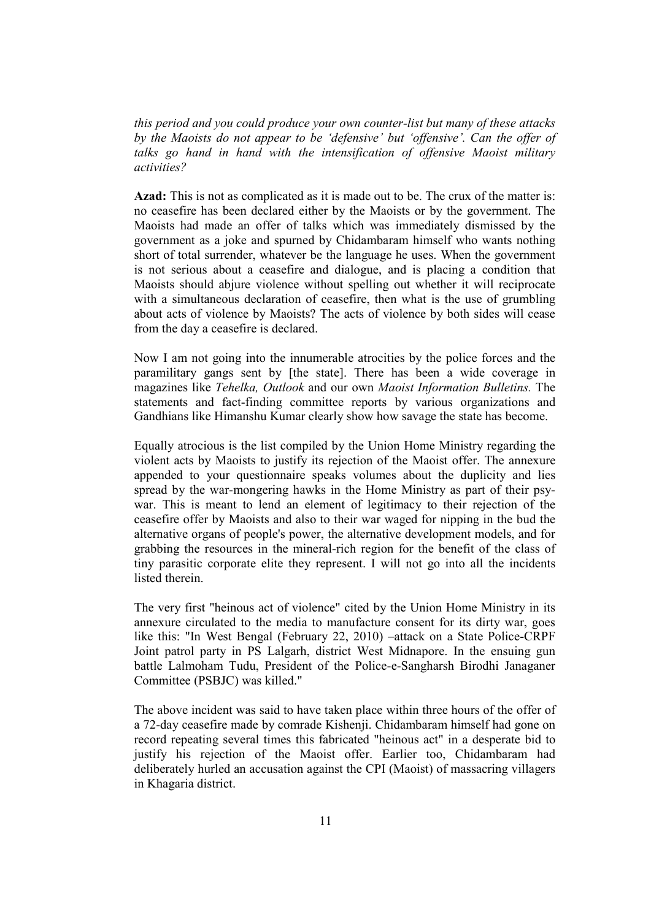*this period and you could produce your own counter-list but many of these attacks by the Maoists do not appear to be 'defensive' but 'offensive'. Can the offer of talks go hand in hand with the intensification of offensive Maoist military activities?*

**Azad:** This is not as complicated as it is made out to be. The crux of the matter is: no ceasefire has been declared either by the Maoists or by the government. The Maoists had made an offer of talks which was immediately dismissed by the government as a joke and spurned by Chidambaram himself who wants nothing short of total surrender, whatever be the language he uses. When the government is not serious about a ceasefire and dialogue, and is placing a condition that Maoists should abjure violence without spelling out whether it will reciprocate with a simultaneous declaration of ceasefire, then what is the use of grumbling about acts of violence by Maoists? The acts of violence by both sides will cease from the day a ceasefire is declared.

Now I am not going into the innumerable atrocities by the police forces and the paramilitary gangs sent by [the state]. There has been a wide coverage in magazines like *Tehelka, Outlook* and our own *Maoist Information Bulletins.* The statements and fact-finding committee reports by various organizations and Gandhians like Himanshu Kumar clearly show how savage the state has become.

Equally atrocious is the list compiled by the Union Home Ministry regarding the violent acts by Maoists to justify its rejection of the Maoist offer. The annexure appended to your questionnaire speaks volumes about the duplicity and lies spread by the war-mongering hawks in the Home Ministry as part of their psy-war. This is meant to lend an element of legitimacy to their rejection of the ceasefire offer by Maoists and also to their war waged for nipping in the bud the alternative organs of people's power, the alternative development models, and for grabbing the resources in the mineral-rich region for the benefit of the class of tiny parasitic corporate elite they represent. I will not go into all the incidents listed therein.

The very first "heinous act of violence" cited by the Union Home Ministry in its annexure circulated to the media to manufacture consent for its dirty war, goes like this: "In West Bengal (February 22, 2010) –attack on a State Police-CRPF Joint patrol party in PS Lalgarh, district West Midnapore. In the ensuing gun battle Lalmoham Tudu, President of the Police-e-Sangharsh Birodhi Janaganer Committee (PSBJC) was killed."

The above incident was said to have taken place within three hours of the offer of a 72-day ceasefire made by comrade Kishenji. Chidambaram himself had gone on record repeating several times this fabricated "heinous act" in a desperate bid to justify his rejection of the Maoist offer. Earlier too, Chidambaram had deliberately hurled an accusation against the CPI (Maoist) of massacring villagers in Khagaria district.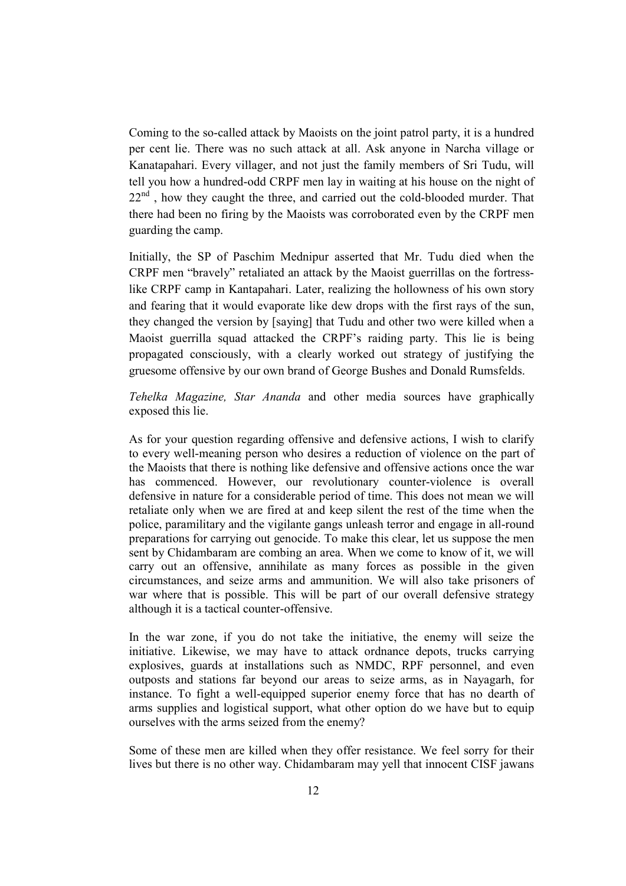Coming to the so-called attack by Maoists on the joint patrol party, it is a hundred per cent lie. There was no such attack at all. Ask anyone in Narcha village or Kanatapahari. Every villager, and not just the family members of Sri Tudu, will tell you how a hundred-odd CRPF men lay in waiting at his house on the night of 22nd , how they caught the three, and carried out the cold-blooded murder. That there had been no firing by the Maoists was corroborated even by the CRPF men guarding the camp.

Initially, the SP of Paschim Mednipur asserted that Mr. Tudu died when the CRPF men "bravely" retaliated an attack by the Maoist guerrillas on the fortress-like CRPF camp in Kantapahari. Later, realizing the hollowness of his own story and fearing that it would evaporate like dew drops with the first rays of the sun, they changed the version by [saying] that Tudu and other two were killed when a Maoist guerrilla squad attacked the CRPF's raiding party. This lie is being propagated consciously, with a clearly worked out strategy of justifying the gruesome offensive by our own brand of George Bushes and Donald Rumsfelds.

*Tehelka Magazine, Star Ananda* and other media sources have graphically exposed this lie.

As for your question regarding offensive and defensive actions, I wish to clarify to every well-meaning person who desires a reduction of violence on the part of the Maoists that there is nothing like defensive and offensive actions once the war has commenced. However, our revolutionary counter-violence is overall defensive in nature for a considerable period of time. This does not mean we will retaliate only when we are fired at and keep silent the rest of the time when the police, paramilitary and the vigilante gangs unleash terror and engage in all-round preparations for carrying out genocide. To make this clear, let us suppose the men sent by Chidambaram are combing an area. When we come to know of it, we will carry out an offensive, annihilate as many forces as possible in the given circumstances, and seize arms and ammunition. We will also take prisoners of war where that is possible. This will be part of our overall defensive strategy although it is a tactical counter-offensive.

In the war zone, if you do not take the initiative, the enemy will seize the initiative. Likewise, we may have to attack ordnance depots, trucks carrying explosives, guards at installations such as NMDC, RPF personnel, and even outposts and stations far beyond our areas to seize arms, as in Nayagarh, for instance. To fight a well-equipped superior enemy force that has no dearth of arms supplies and logistical support, what other option do we have but to equip ourselves with the arms seized from the enemy?

Some of these men are killed when they offer resistance. We feel sorry for their lives but there is no other way. Chidambaram may yell that innocent CISF jawans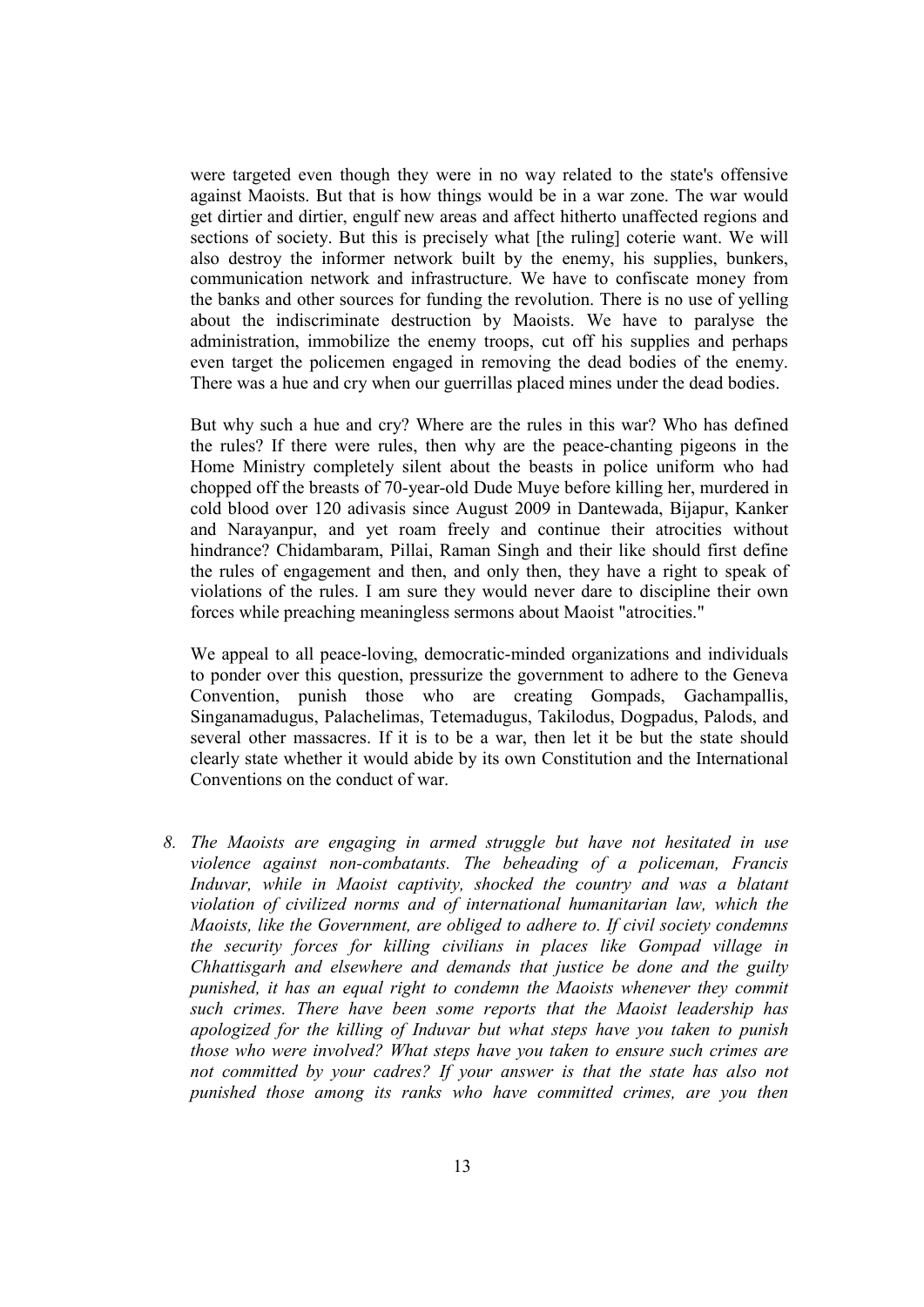were targeted even though they were in no way related to the state's offensive against Maoists. But that is how things would be in a war zone. The war would get dirtier and dirtier, engulf new areas and affect hitherto unaffected regions and sections of society. But this is precisely what [the ruling] coterie want. We will also destroy the informer network built by the enemy, his supplies, bunkers, communication network and infrastructure. We have to confiscate money from the banks and other sources for funding the revolution. There is no use of yelling about the indiscriminate destruction by Maoists. We have to paralyse the administration, immobilize the enemy troops, cut off his supplies and perhaps even target the policemen engaged in removing the dead bodies of the enemy. There was a hue and cry when our guerrillas placed mines under the dead bodies.

But why such a hue and cry? Where are the rules in this war? Who has defined the rules? If there were rules, then why are the peace-chanting pigeons in the Home Ministry completely silent about the beasts in police uniform who had chopped off the breasts of 70-year-old Dude Muye before killing her, murdered in cold blood over 120 adivasis since August 2009 in Dantewada, Bijapur, Kanker and Narayanpur, and yet roam freely and continue their atrocities without hindrance? Chidambaram, Pillai, Raman Singh and their like should first define the rules of engagement and then, and only then, they have a right to speak of violations of the rules. I am sure they would never dare to discipline their own forces while preaching meaningless sermons about Maoist "atrocities."

We appeal to all peace-loving, democratic-minded organizations and individuals to ponder over this question, pressurize the government to adhere to the Geneva Convention, punish those who are creating Gompads, Gachampallis, Singanamadugus, Palachelimas, Tetemadugus, Takilodus, Dogpadus, Palods, and several other massacres. If it is to be a war, then let it be but the state should clearly state whether it would abide by its own Constitution and the International Conventions on the conduct of war.

8. *The Maoists are engaging in armed struggle but have not hesitated in use violence against non-combatants. The beheading of a policeman, Francis Induvar, while in Maoist captivity, shocked the country and was a blatant violation of civilized norms and of international humanitarian law, which the Maoists, like the Government, are obliged to adhere to. If civil society condemns the security forces for killing civilians in places like Gompad village in Chhattisgarh and elsewhere and demands that justice be done and the guilty punished, it has an equal right to condemn the Maoists whenever they commit such crimes. There have been some reports that the Maoist leadership has apologized for the killing of Induvar but what steps have you taken to punish those who were involved? What steps have you taken to ensure such crimes are not committed by your cadres? If your answer is that the state has also not punished those among its ranks who have committed crimes, are you then*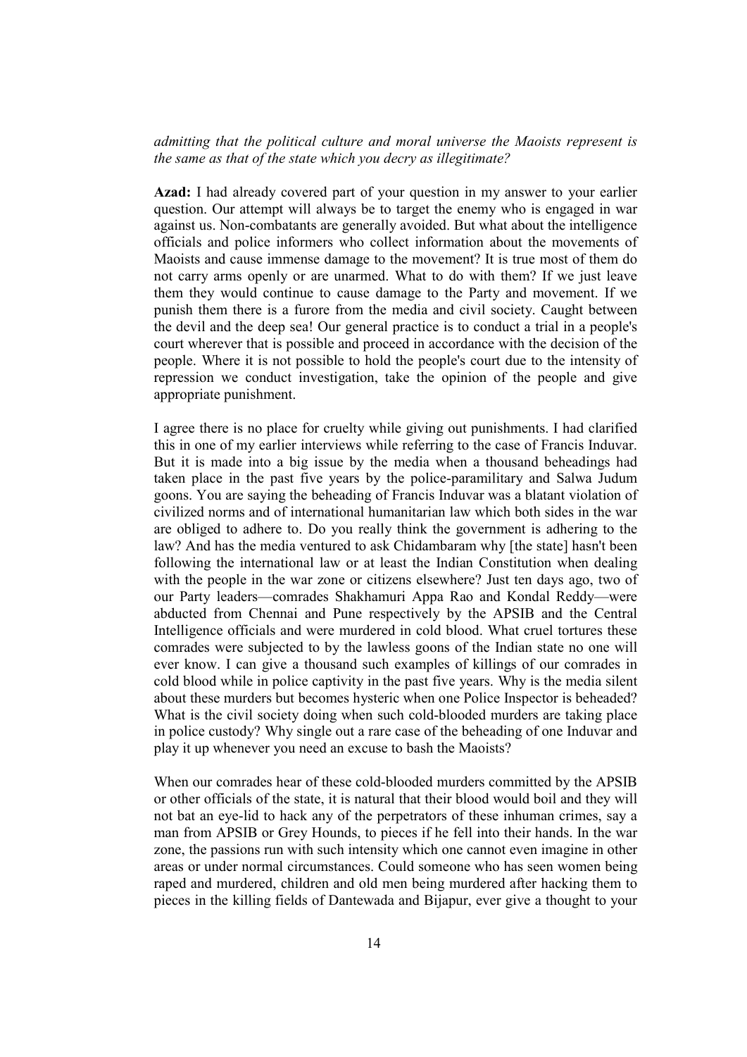*admitting that the political culture and moral universe the Maoists represent is the same as that of the state which you decry as illegitimate?*

**Azad:** I had already covered part of your question in my answer to your earlier question. Our attempt will always be to target the enemy who is engaged in war against us. Non-combatants are generally avoided. But what about the intelligence officials and police informers who collect information about the movements of Maoists and cause immense damage to the movement? It is true most of them do not carry arms openly or are unarmed. What to do with them? If we just leave them they would continue to cause damage to the Party and movement. If we punish them there is a furore from the media and civil society. Caught between the devil and the deep sea! Our general practice is to conduct a trial in a people's court wherever that is possible and proceed in accordance with the decision of the people. Where it is not possible to hold the people's court due to the intensity of repression we conduct investigation, take the opinion of the people and give appropriate punishment.

I agree there is no place for cruelty while giving out punishments. I had clarified this in one of my earlier interviews while referring to the case of Francis Induvar. But it is made into a big issue by the media when a thousand beheadings had taken place in the past five years by the police-paramilitary and Salwa Judum goons. You are saying the beheading of Francis Induvar was a blatant violation of civilized norms and of international humanitarian law which both sides in the war are obliged to adhere to. Do you really think the government is adhering to the law? And has the media ventured to ask Chidambaram why [the state] hasn't been following the international law or at least the Indian Constitution when dealing with the people in the war zone or citizens elsewhere? Just ten days ago, two of our Party leaders—comrades Shakhamuri Appa Rao and Kondal Reddy—were abducted from Chennai and Pune respectively by the APSIB and the Central Intelligence officials and were murdered in cold blood. What cruel tortures these comrades were subjected to by the lawless goons of the Indian state no one will ever know. I can give a thousand such examples of killings of our comrades in cold blood while in police captivity in the past five years. Why is the media silent about these murders but becomes hysteric when one Police Inspector is beheaded? What is the civil society doing when such cold-blooded murders are taking place in police custody? Why single out a rare case of the beheading of one Induvar and play it up whenever you need an excuse to bash the Maoists?

When our comrades hear of these cold-blooded murders committed by the APSIB or other officials of the state, it is natural that their blood would boil and they will not bat an eye-lid to hack any of the perpetrators of these inhuman crimes, say a man from APSIB or Grey Hounds, to pieces if he fell into their hands. In the war zone, the passions run with such intensity which one cannot even imagine in other areas or under normal circumstances. Could someone who has seen women being raped and murdered, children and old men being murdered after hacking them to pieces in the killing fields of Dantewada and Bijapur, ever give a thought to your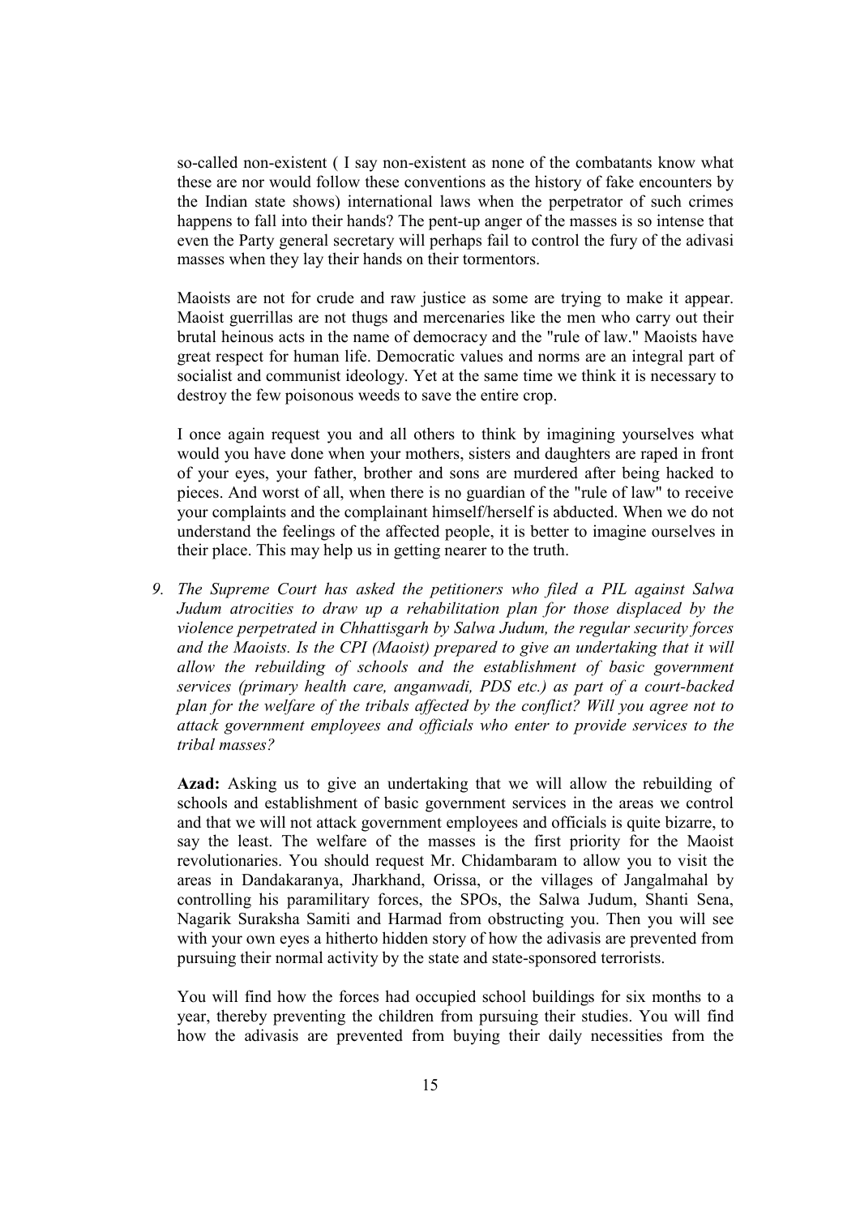so-called non-existent ( I say non-existent as none of the combatants know what these are nor would follow these conventions as the history of fake encounters by the Indian state shows) international laws when the perpetrator of such crimes happens to fall into their hands? The pent-up anger of the masses is so intense that even the Party general secretary will perhaps fail to control the fury of the adivasi masses when they lay their hands on their tormentors.

Maoists are not for crude and raw justice as some are trying to make it appear. Maoist guerrillas are not thugs and mercenaries like the men who carry out their brutal heinous acts in the name of democracy and the "rule of law." Maoists have great respect for human life. Democratic values and norms are an integral part of socialist and communist ideology. Yet at the same time we think it is necessary to destroy the few poisonous weeds to save the entire crop.

I once again request you and all others to think by imagining yourselves what would you have done when your mothers, sisters and daughters are raped in front of your eyes, your father, brother and sons are murdered after being hacked to pieces. And worst of all, when there is no guardian of the "rule of law" to receive your complaints and the complainant himself/herself is abducted. When we do not understand the feelings of the affected people, it is better to imagine ourselves in their place. This may help us in getting nearer to the truth.

9. *The Supreme Court has asked the petitioners who filed a PIL against Salwa Judum atrocities to draw up a rehabilitation plan for those displaced by the violence perpetrated in Chhattisgarh by Salwa Judum, the regular security forces and the Maoists. Is the CPI (Maoist) prepared to give an undertaking that it will allow the rebuilding of schools and the establishment of basic government services (primary health care, anganwadi, PDS etc.) as part of a court-backed plan for the welfare of the tribals affected by the conflict? Will you agree not to attack government employees and officials who enter to provide services to the tribal masses?*

   **Azad:** Asking us to give an undertaking that we will allow the rebuilding of schools and establishment of basic government services in the areas we control and that we will not attack government employees and officials is quite bizarre, to say the least. The welfare of the masses is the first priority for the Maoist revolutionaries. You should request Mr. Chidambaram to allow you to visit the areas in Dandakaranya, Jharkhand, Orissa, or the villages of Jangalmahal by controlling his paramilitary forces, the SPOs, the Salwa Judum, Shanti Sena, Nagarik Suraksha Samiti and Harmad from obstructing you. Then you will see with your own eyes a hitherto hidden story of how the adivasis are prevented from pursuing their normal activity by the state and state-sponsored terrorists.

   You will find how the forces had occupied school buildings for six months to a year, thereby preventing the children from pursuing their studies. You will find how the adivasis are prevented from buying their daily necessities from the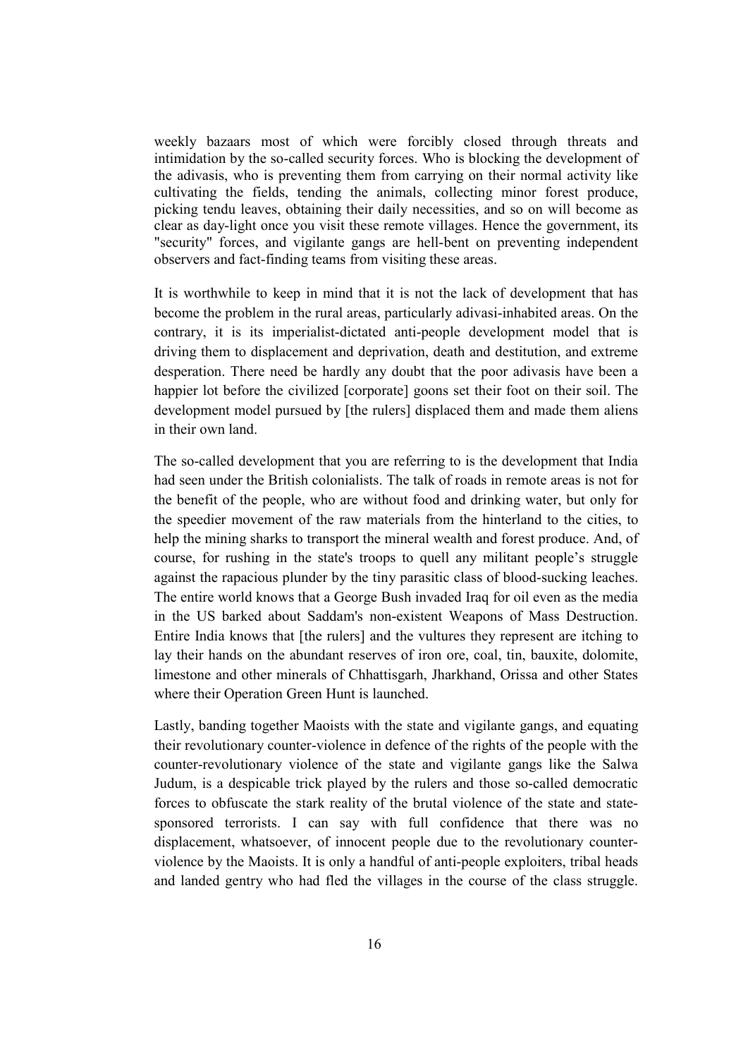weekly bazaars most of which were forcibly closed through threats and intimidation by the so-called security forces. Who is blocking the development of the adivasis, who is preventing them from carrying on their normal activity like cultivating the fields, tending the animals, collecting minor forest produce, picking tendu leaves, obtaining their daily necessities, and so on will become as clear as day-light once you visit these remote villages. Hence the government, its "security" forces, and vigilante gangs are hell-bent on preventing independent observers and fact-finding teams from visiting these areas.

It is worthwhile to keep in mind that it is not the lack of development that has become the problem in the rural areas, particularly adivasi-inhabited areas. On the contrary, it is its imperialist-dictated anti-people development model that is driving them to displacement and deprivation, death and destitution, and extreme desperation. There need be hardly any doubt that the poor adivasis have been a happier lot before the civilized [corporate] goons set their foot on their soil. The development model pursued by [the rulers] displaced them and made them aliens in their own land.

The so-called development that you are referring to is the development that India had seen under the British colonialists. The talk of roads in remote areas is not for the benefit of the people, who are without food and drinking water, but only for the speedier movement of the raw materials from the hinterland to the cities, to help the mining sharks to transport the mineral wealth and forest produce. And, of course, for rushing in the state's troops to quell any militant people's struggle against the rapacious plunder by the tiny parasitic class of blood-sucking leaches. The entire world knows that a George Bush invaded Iraq for oil even as the media in the US barked about Saddam's non-existent Weapons of Mass Destruction. Entire India knows that [the rulers] and the vultures they represent are itching to lay their hands on the abundant reserves of iron ore, coal, tin, bauxite, dolomite, limestone and other minerals of Chhattisgarh, Jharkhand, Orissa and other States where their Operation Green Hunt is launched.

Lastly, banding together Maoists with the state and vigilante gangs, and equating their revolutionary counter-violence in defence of the rights of the people with the counter-revolutionary violence of the state and vigilante gangs like the Salwa Judum, is a despicable trick played by the rulers and those so-called democratic forces to obfuscate the stark reality of the brutal violence of the state and state-sponsored terrorists. I can say with full confidence that there was no displacement, whatsoever, of innocent people due to the revolutionary counter-violence by the Maoists. It is only a handful of anti-people exploiters, tribal heads and landed gentry who had fled the villages in the course of the class struggle.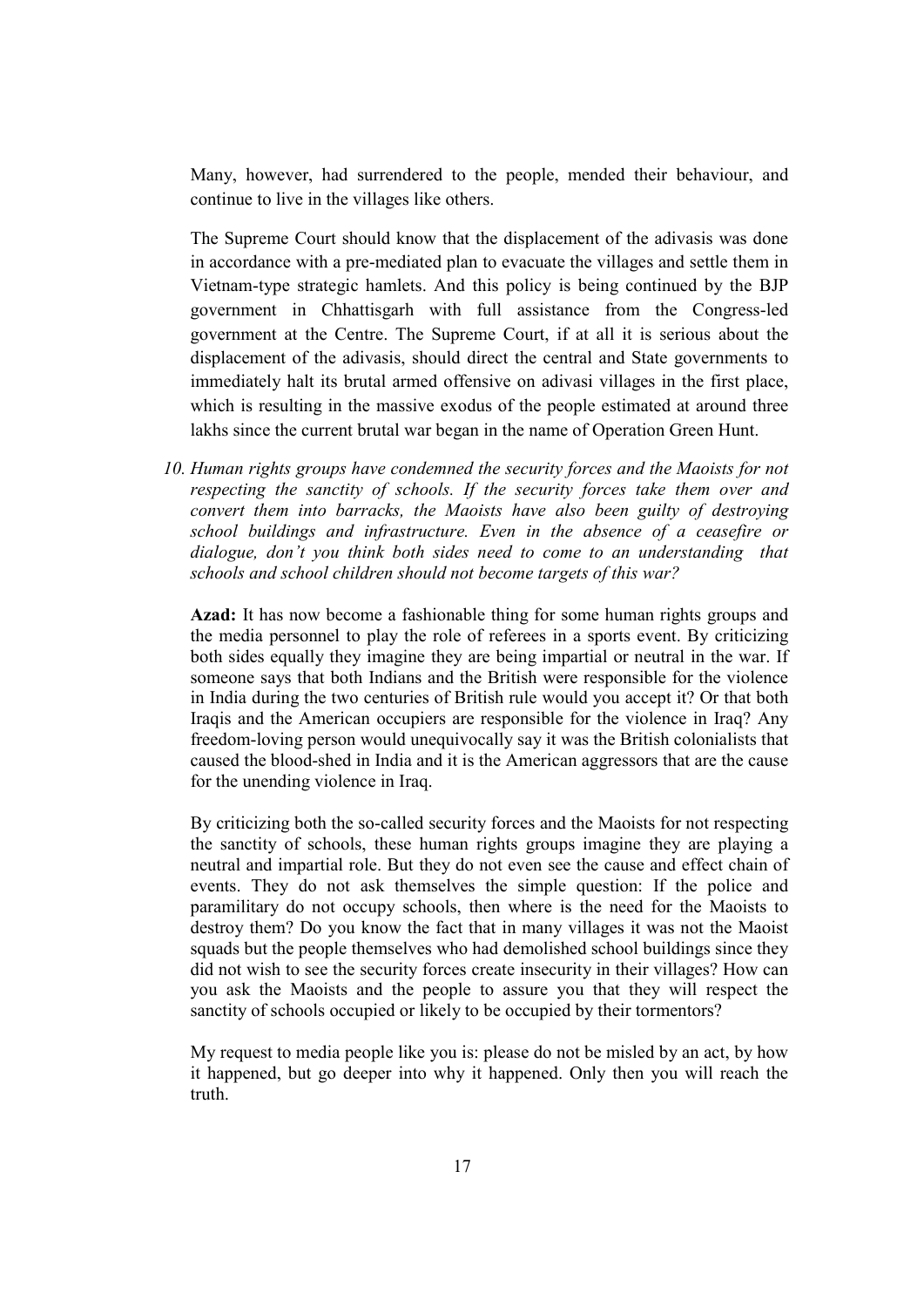Many, however, had surrendered to the people, mended their behaviour, and continue to live in the villages like others.

The Supreme Court should know that the displacement of the adivasis was done in accordance with a pre-mediated plan to evacuate the villages and settle them in Vietnam-type strategic hamlets. And this policy is being continued by the BJP government in Chhattisgarh with full assistance from the Congress-led government at the Centre. The Supreme Court, if at all it is serious about the displacement of the adivasis, should direct the central and State governments to immediately halt its brutal armed offensive on adivasi villages in the first place, which is resulting in the massive exodus of the people estimated at around three lakhs since the current brutal war began in the name of Operation Green Hunt.

10. *Human rights groups have condemned the security forces and the Maoists for not respecting the sanctity of schools. If the security forces take them over and convert them into barracks, the Maoists have also been guilty of destroying school buildings and infrastructure. Even in the absence of a ceasefire or dialogue, don't you think both sides need to come to an understanding that schools and school children should not become targets of this war?*

**Azad:** It has now become a fashionable thing for some human rights groups and the media personnel to play the role of referees in a sports event. By criticizing both sides equally they imagine they are being impartial or neutral in the war. If someone says that both Indians and the British were responsible for the violence in India during the two centuries of British rule would you accept it? Or that both Iraqis and the American occupiers are responsible for the violence in Iraq? Any freedom-loving person would unequivocally say it was the British colonialists that caused the blood-shed in India and it is the American aggressors that are the cause for the unending violence in Iraq.

By criticizing both the so-called security forces and the Maoists for not respecting the sanctity of schools, these human rights groups imagine they are playing a neutral and impartial role. But they do not even see the cause and effect chain of events. They do not ask themselves the simple question: If the police and paramilitary do not occupy schools, then where is the need for the Maoists to destroy them? Do you know the fact that in many villages it was not the Maoist squads but the people themselves who had demolished school buildings since they did not wish to see the security forces create insecurity in their villages? How can you ask the Maoists and the people to assure you that they will respect the sanctity of schools occupied or likely to be occupied by their tormentors?

My request to media people like you is: please do not be misled by an act, by how it happened, but go deeper into why it happened. Only then you will reach the truth.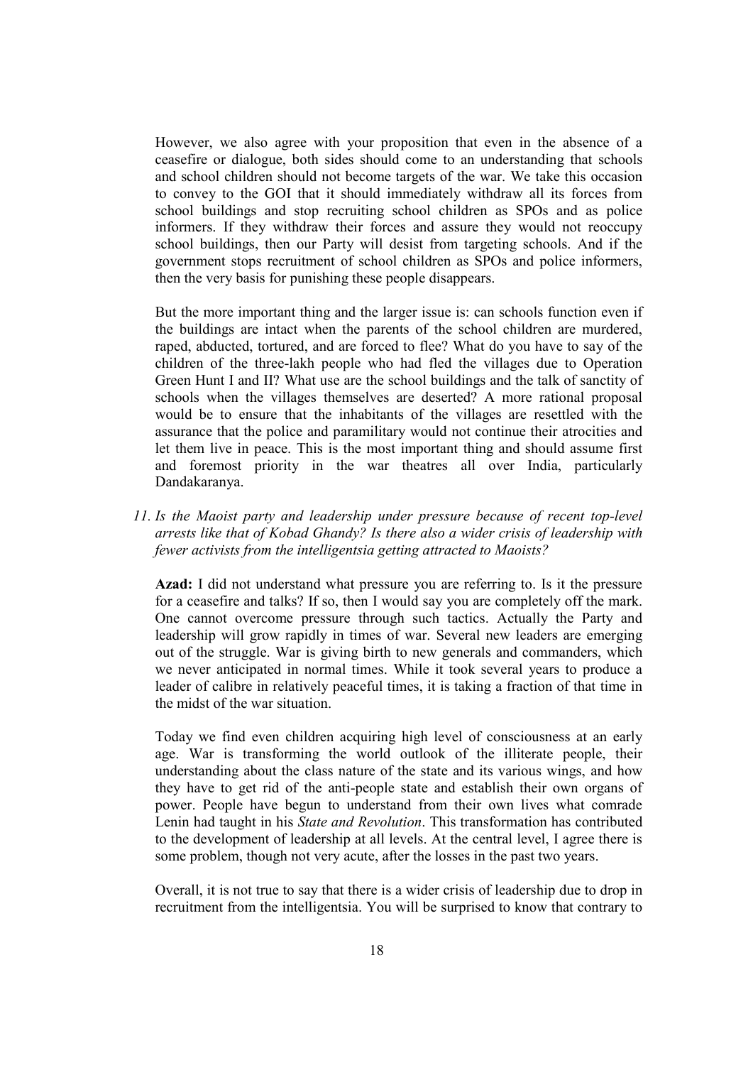However, we also agree with your proposition that even in the absence of a ceasefire or dialogue, both sides should come to an understanding that schools and school children should not become targets of the war. We take this occasion to convey to the GOI that it should immediately withdraw all its forces from school buildings and stop recruiting school children as SPOs and as police informers. If they withdraw their forces and assure they would not reoccupy school buildings, then our Party will desist from targeting schools. And if the government stops recruitment of school children as SPOs and police informers, then the very basis for punishing these people disappears.

But the more important thing and the larger issue is: can schools function even if the buildings are intact when the parents of the school children are murdered, raped, abducted, tortured, and are forced to flee? What do you have to say of the children of the three-lakh people who had fled the villages due to Operation Green Hunt I and II? What use are the school buildings and the talk of sanctity of schools when the villages themselves are deserted? A more rational proposal would be to ensure that the inhabitants of the villages are resettled with the assurance that the police and paramilitary would not continue their atrocities and let them live in peace. This is the most important thing and should assume first and foremost priority in the war theatres all over India, particularly Dandakaranya.

11. *Is the Maoist party and leadership under pressure because of recent top-level arrests like that of Kobad Ghandy? Is there also a wider crisis of leadership with fewer activists from the intelligentsia getting attracted to Maoists?*

**Azad:** I did not understand what pressure you are referring to. Is it the pressure for a ceasefire and talks? If so, then I would say you are completely off the mark. One cannot overcome pressure through such tactics. Actually the Party and leadership will grow rapidly in times of war. Several new leaders are emerging out of the struggle. War is giving birth to new generals and commanders, which we never anticipated in normal times. While it took several years to produce a leader of calibre in relatively peaceful times, it is taking a fraction of that time in the midst of the war situation.

Today we find even children acquiring high level of consciousness at an early age. War is transforming the world outlook of the illiterate people, their understanding about the class nature of the state and its various wings, and how they have to get rid of the anti-people state and establish their own organs of power. People have begun to understand from their own lives what comrade Lenin had taught in his *State and Revolution*. This transformation has contributed to the development of leadership at all levels. At the central level, I agree there is some problem, though not very acute, after the losses in the past two years.

Overall, it is not true to say that there is a wider crisis of leadership due to drop in recruitment from the intelligentsia. You will be surprised to know that contrary to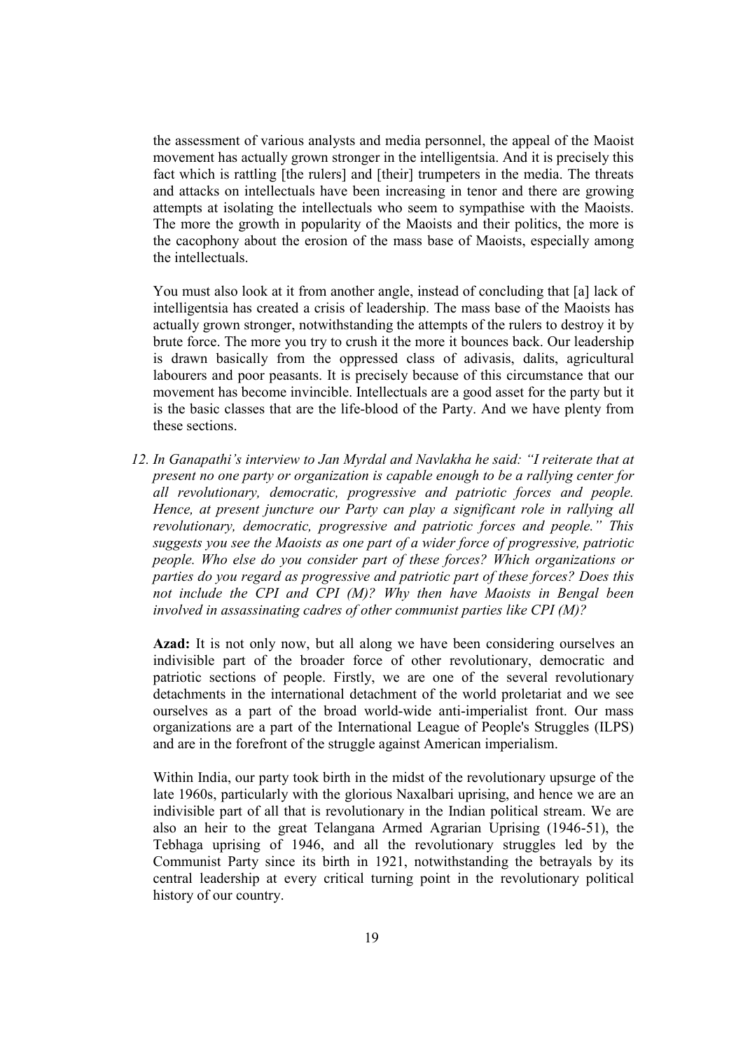the assessment of various analysts and media personnel, the appeal of the Maoist movement has actually grown stronger in the intelligentsia. And it is precisely this fact which is rattling [the rulers] and [their] trumpeters in the media. The threats and attacks on intellectuals have been increasing in tenor and there are growing attempts at isolating the intellectuals who seem to sympathise with the Maoists. The more the growth in popularity of the Maoists and their politics, the more is the cacophony about the erosion of the mass base of Maoists, especially among the intellectuals.

You must also look at it from another angle, instead of concluding that [a] lack of intelligentsia has created a crisis of leadership. The mass base of the Maoists has actually grown stronger, notwithstanding the attempts of the rulers to destroy it by brute force. The more you try to crush it the more it bounces back. Our leadership is drawn basically from the oppressed class of adivasis, dalits, agricultural labourers and poor peasants. It is precisely because of this circumstance that our movement has become invincible. Intellectuals are a good asset for the party but it is the basic classes that are the life-blood of the Party. And we have plenty from these sections.

12. *In Ganapathi's interview to Jan Myrdal and Navlakha he said: "I reiterate that at present no one party or organization is capable enough to be a rallying center for all revolutionary, democratic, progressive and patriotic forces and people. Hence, at present juncture our Party can play a significant role in rallying all revolutionary, democratic, progressive and patriotic forces and people." This suggests you see the Maoists as one part of a wider force of progressive, patriotic people. Who else do you consider part of these forces? Which organizations or parties do you regard as progressive and patriotic part of these forces? Does this not include the CPI and CPI (M)? Why then have Maoists in Bengal been involved in assassinating cadres of other communist parties like CPI (M)?*

    **Azad:** It is not only now, but all along we have been considering ourselves an indivisible part of the broader force of other revolutionary, democratic and patriotic sections of people. Firstly, we are one of the several revolutionary detachments in the international detachment of the world proletariat and we see ourselves as a part of the broad world-wide anti-imperialist front. Our mass organizations are a part of the International League of People's Struggles (ILPS) and are in the forefront of the struggle against American imperialism.

    Within India, our party took birth in the midst of the revolutionary upsurge of the late 1960s, particularly with the glorious Naxalbari uprising, and hence we are an indivisible part of all that is revolutionary in the Indian political stream. We are also an heir to the great Telangana Armed Agrarian Uprising (1946-51), the Tebhaga uprising of 1946, and all the revolutionary struggles led by the Communist Party since its birth in 1921, notwithstanding the betrayals by its central leadership at every critical turning point in the revolutionary political history of our country.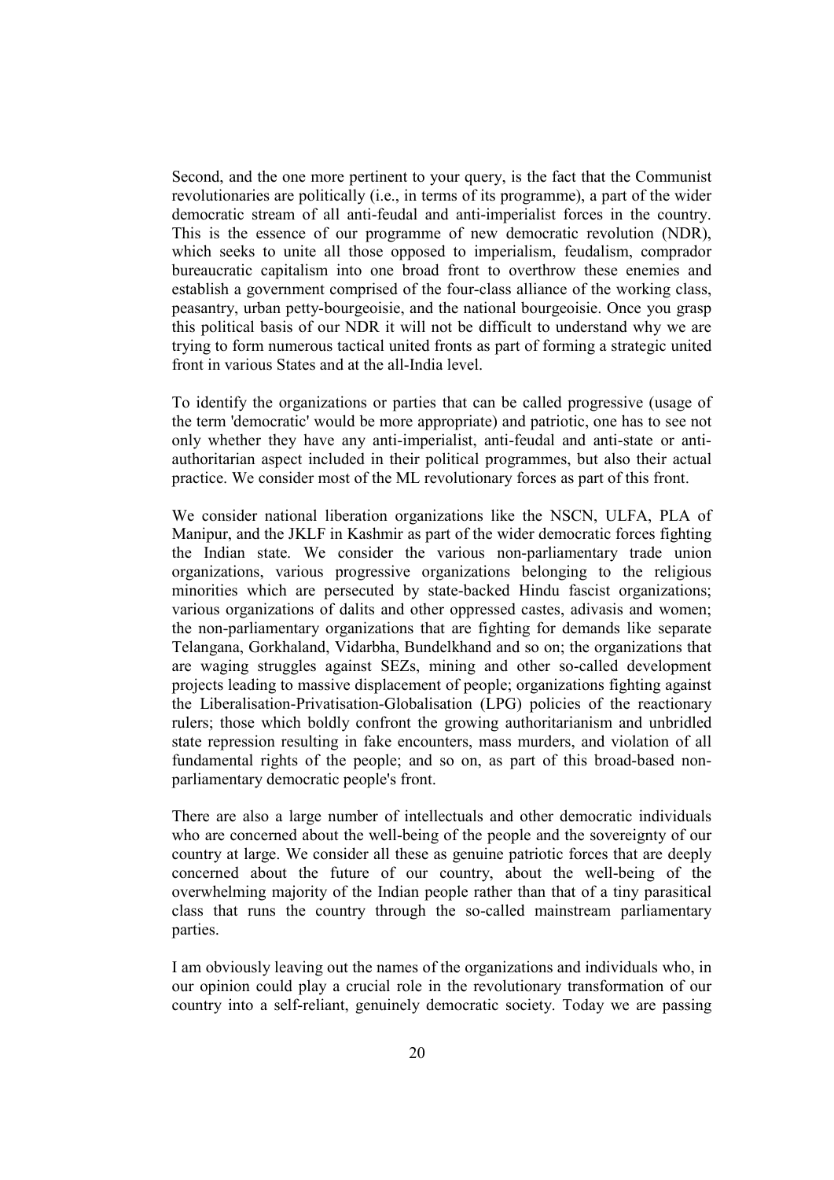Second, and the one more pertinent to your query, is the fact that the Communist revolutionaries are politically (i.e., in terms of its programme), a part of the wider democratic stream of all anti-feudal and anti-imperialist forces in the country. This is the essence of our programme of new democratic revolution (NDR), which seeks to unite all those opposed to imperialism, feudalism, comprador bureaucratic capitalism into one broad front to overthrow these enemies and establish a government comprised of the four-class alliance of the working class, peasantry, urban petty-bourgeoisie, and the national bourgeoisie. Once you grasp this political basis of our NDR it will not be difficult to understand why we are trying to form numerous tactical united fronts as part of forming a strategic united front in various States and at the all-India level.

To identify the organizations or parties that can be called progressive (usage of the term 'democratic' would be more appropriate) and patriotic, one has to see not only whether they have any anti-imperialist, anti-feudal and anti-state or anti-authoritarian aspect included in their political programmes, but also their actual practice. We consider most of the ML revolutionary forces as part of this front.

We consider national liberation organizations like the NSCN, ULFA, PLA of Manipur, and the JKLF in Kashmir as part of the wider democratic forces fighting the Indian state. We consider the various non-parliamentary trade union organizations, various progressive organizations belonging to the religious minorities which are persecuted by state-backed Hindu fascist organizations; various organizations of dalits and other oppressed castes, adivasis and women; the non-parliamentary organizations that are fighting for demands like separate Telangana, Gorkhaland, Vidarbha, Bundelkhand and so on; the organizations that are waging struggles against SEZs, mining and other so-called development projects leading to massive displacement of people; organizations fighting against the Liberalisation-Privatisation-Globalisation (LPG) policies of the reactionary rulers; those which boldly confront the growing authoritarianism and unbridled state repression resulting in fake encounters, mass murders, and violation of all fundamental rights of the people; and so on, as part of this broad-based non-parliamentary democratic people's front.

There are also a large number of intellectuals and other democratic individuals who are concerned about the well-being of the people and the sovereignty of our country at large. We consider all these as genuine patriotic forces that are deeply concerned about the future of our country, about the well-being of the overwhelming majority of the Indian people rather than that of a tiny parasitical class that runs the country through the so-called mainstream parliamentary parties.

I am obviously leaving out the names of the organizations and individuals who, in our opinion could play a crucial role in the revolutionary transformation of our country into a self-reliant, genuinely democratic society. Today we are passing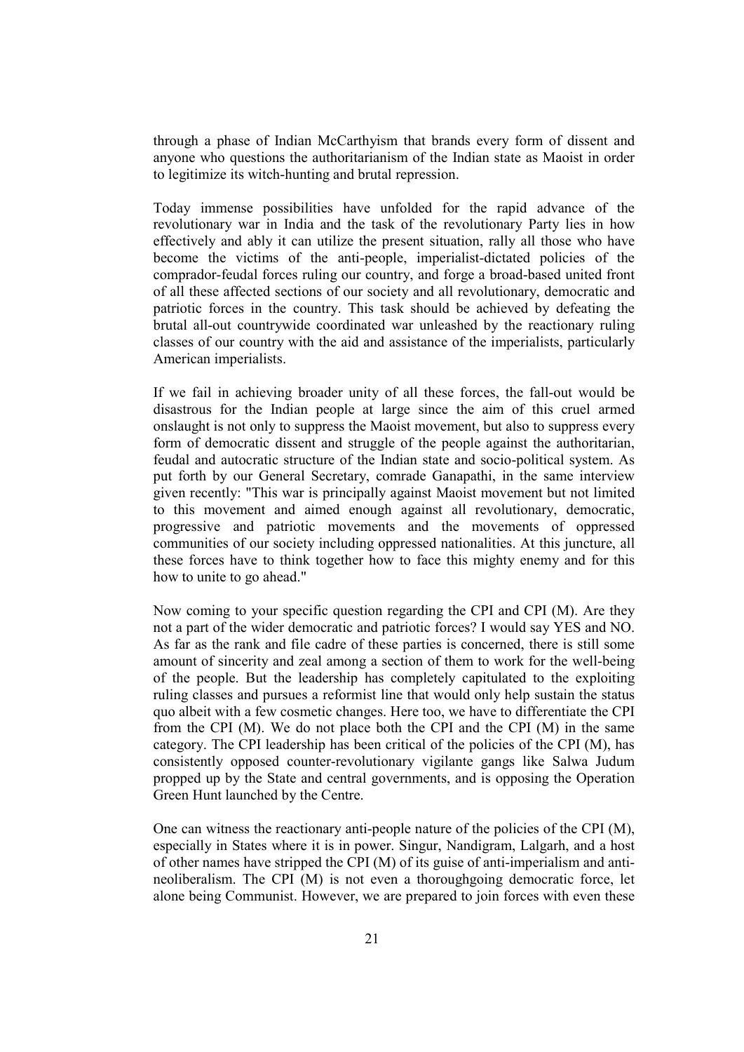through a phase of Indian McCarthyism that brands every form of dissent and anyone who questions the authoritarianism of the Indian state as Maoist in order to legitimize its witch-hunting and brutal repression.

Today immense possibilities have unfolded for the rapid advance of the revolutionary war in India and the task of the revolutionary Party lies in how effectively and ably it can utilize the present situation, rally all those who have become the victims of the anti-people, imperialist-dictated policies of the comprador-feudal forces ruling our country, and forge a broad-based united front of all these affected sections of our society and all revolutionary, democratic and patriotic forces in the country. This task should be achieved by defeating the brutal all-out countrywide coordinated war unleashed by the reactionary ruling classes of our country with the aid and assistance of the imperialists, particularly American imperialists.

If we fail in achieving broader unity of all these forces, the fall-out would be disastrous for the Indian people at large since the aim of this cruel armed onslaught is not only to suppress the Maoist movement, but also to suppress every form of democratic dissent and struggle of the people against the authoritarian, feudal and autocratic structure of the Indian state and socio-political system. As put forth by our General Secretary, comrade Ganapathi, in the same interview given recently: "This war is principally against Maoist movement but not limited to this movement and aimed enough against all revolutionary, democratic, progressive and patriotic movements and the movements of oppressed communities of our society including oppressed nationalities. At this juncture, all these forces have to think together how to face this mighty enemy and for this how to unite to go ahead."

Now coming to your specific question regarding the CPI and CPI (M). Are they not a part of the wider democratic and patriotic forces? I would say YES and NO. As far as the rank and file cadre of these parties is concerned, there is still some amount of sincerity and zeal among a section of them to work for the well-being of the people. But the leadership has completely capitulated to the exploiting ruling classes and pursues a reformist line that would only help sustain the status quo albeit with a few cosmetic changes. Here too, we have to differentiate the CPI from the CPI (M). We do not place both the CPI and the CPI (M) in the same category. The CPI leadership has been critical of the policies of the CPI (M), has consistently opposed counter-revolutionary vigilante gangs like Salwa Judum propped up by the State and central governments, and is opposing the Operation Green Hunt launched by the Centre.

One can witness the reactionary anti-people nature of the policies of the CPI (M), especially in States where it is in power. Singur, Nandigram, Lalgarh, and a host of other names have stripped the CPI (M) of its guise of anti-imperialism and anti-neoliberalism. The CPI (M) is not even a thoroughgoing democratic force, let alone being Communist. However, we are prepared to join forces with even these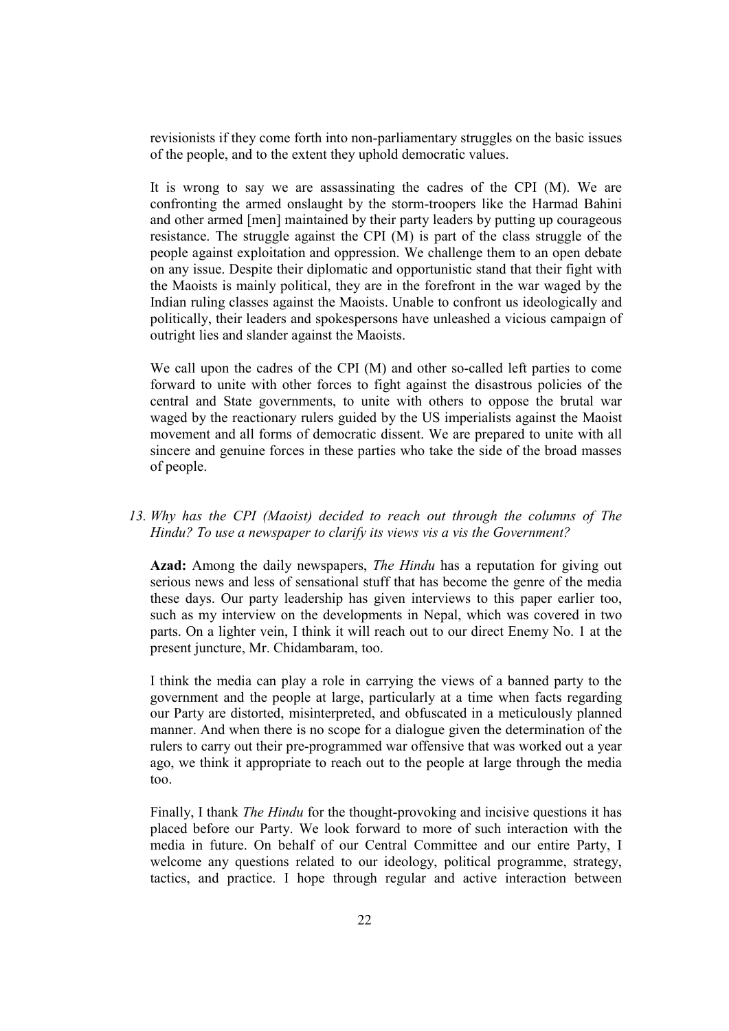revisionists if they come forth into non-parliamentary struggles on the basic issues of the people, and to the extent they uphold democratic values.

It is wrong to say we are assassinating the cadres of the CPI (M). We are confronting the armed onslaught by the storm-troopers like the Harmad Bahini and other armed [men] maintained by their party leaders by putting up courageous resistance. The struggle against the CPI (M) is part of the class struggle of the people against exploitation and oppression. We challenge them to an open debate on any issue. Despite their diplomatic and opportunistic stand that their fight with the Maoists is mainly political, they are in the forefront in the war waged by the Indian ruling classes against the Maoists. Unable to confront us ideologically and politically, their leaders and spokespersons have unleashed a vicious campaign of outright lies and slander against the Maoists.

We call upon the cadres of the CPI (M) and other so-called left parties to come forward to unite with other forces to fight against the disastrous policies of the central and State governments, to unite with others to oppose the brutal war waged by the reactionary rulers guided by the US imperialists against the Maoist movement and all forms of democratic dissent. We are prepared to unite with all sincere and genuine forces in these parties who take the side of the broad masses of people.

*13. Why has the CPI (Maoist) decided to reach out through the columns of The Hindu? To use a newspaper to clarify its views vis a vis the Government?*

**Azad:** Among the daily newspapers, *The Hindu* has a reputation for giving out serious news and less of sensational stuff that has become the genre of the media these days. Our party leadership has given interviews to this paper earlier too, such as my interview on the developments in Nepal, which was covered in two parts. On a lighter vein, I think it will reach out to our direct Enemy No. 1 at the present juncture, Mr. Chidambaram, too.

I think the media can play a role in carrying the views of a banned party to the government and the people at large, particularly at a time when facts regarding our Party are distorted, misinterpreted, and obfuscated in a meticulously planned manner. And when there is no scope for a dialogue given the determination of the rulers to carry out their pre-programmed war offensive that was worked out a year ago, we think it appropriate to reach out to the people at large through the media too.

Finally, I thank *The Hindu* for the thought-provoking and incisive questions it has placed before our Party. We look forward to more of such interaction with the media in future. On behalf of our Central Committee and our entire Party, I welcome any questions related to our ideology, political programme, strategy, tactics, and practice. I hope through regular and active interaction between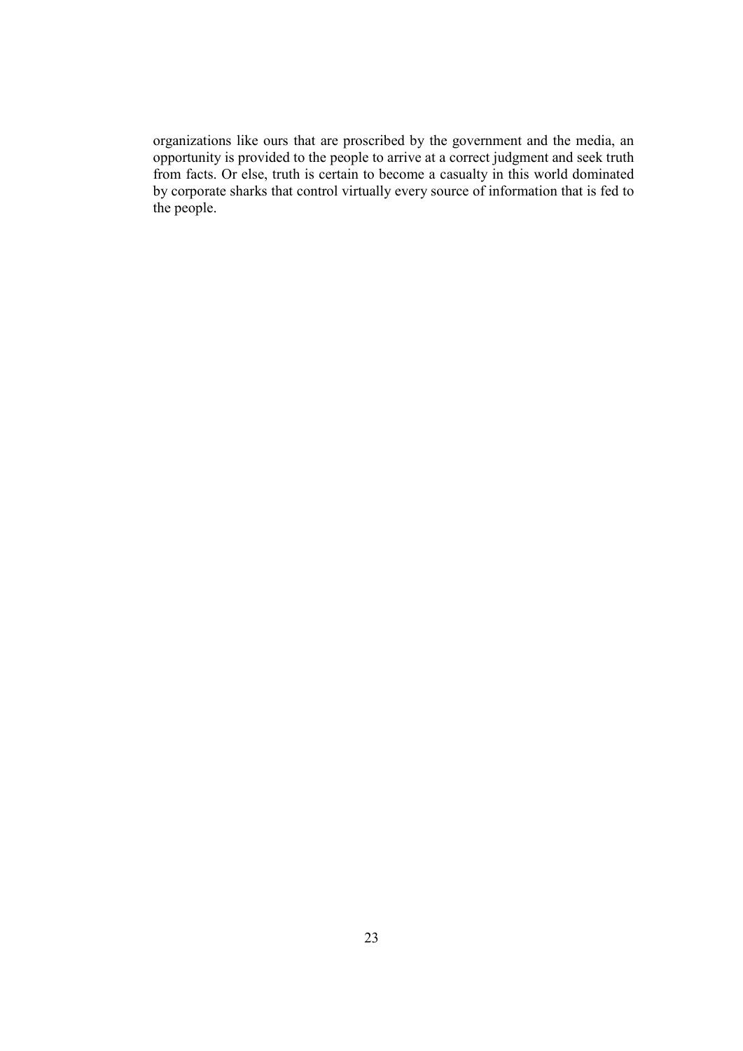organizations like ours that are proscribed by the government and the media, an opportunity is provided to the people to arrive at a correct judgment and seek truth from facts. Or else, truth is certain to become a casualty in this world dominated by corporate sharks that control virtually every source of information that is fed to the people.